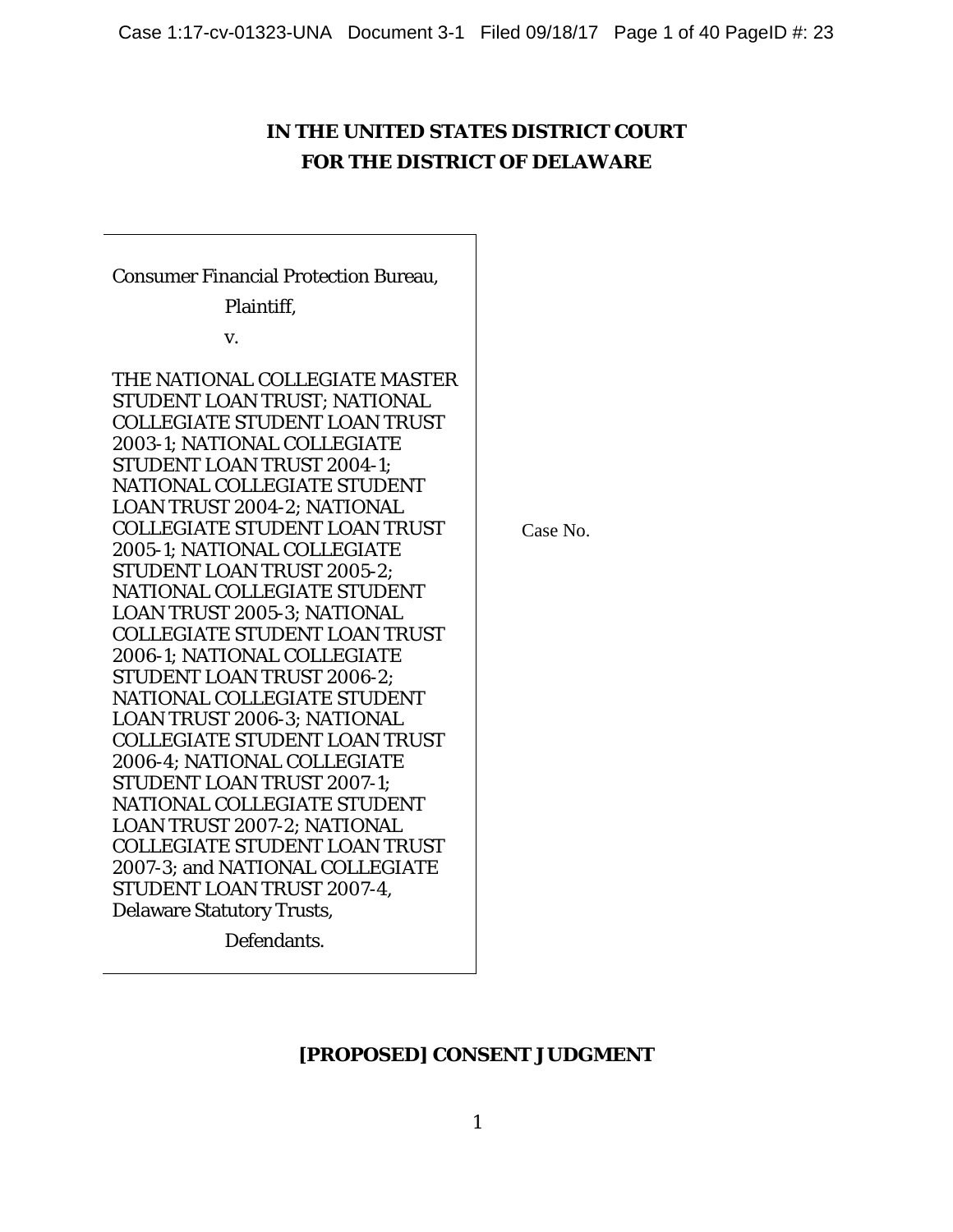# IN THE UNITED STATES DISTRICT COURT
# FOR THE DISTRICT OF DELAWARE

| | |
|---|---|
| Consumer Financial Protection Bureau,<br>Plaintiff,<br>v.<br><br>THE NATIONAL COLLEGIATE MASTER STUDENT LOAN TRUST; NATIONAL COLLEGIATE STUDENT LOAN TRUST 2003-1; NATIONAL COLLEGIATE STUDENT LOAN TRUST 2004-1; NATIONAL COLLEGIATE STUDENT LOAN TRUST 2004-2; NATIONAL COLLEGIATE STUDENT LOAN TRUST 2005-1; NATIONAL COLLEGIATE STUDENT LOAN TRUST 2005-2; NATIONAL COLLEGIATE STUDENT LOAN TRUST 2005-3; NATIONAL COLLEGIATE STUDENT LOAN TRUST 2006-1; NATIONAL COLLEGIATE STUDENT LOAN TRUST 2006-2; NATIONAL COLLEGIATE STUDENT LOAN TRUST 2006-3; NATIONAL COLLEGIATE STUDENT LOAN TRUST 2006-4; NATIONAL COLLEGIATE STUDENT LOAN TRUST 2007-1; NATIONAL COLLEGIATE STUDENT LOAN TRUST 2007-2; NATIONAL COLLEGIATE STUDENT LOAN TRUST 2007-3; and NATIONAL COLLEGIATE STUDENT LOAN TRUST 2007-4, Delaware Statutory Trusts,<br>Defendants. | Case No. |

## [PROPOSED] CONSENT JUDGMENT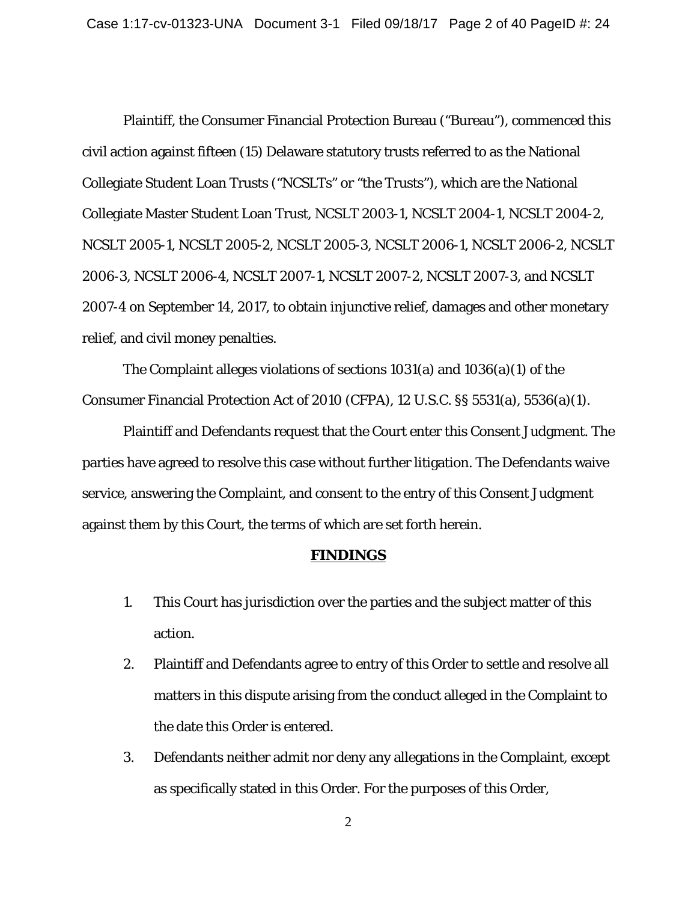Plaintiff, the Consumer Financial Protection Bureau ("Bureau"), commenced this civil action against fifteen (15) Delaware statutory trusts referred to as the National Collegiate Student Loan Trusts ("NCSLTs" or "the Trusts"), which are the National Collegiate Master Student Loan Trust, NCSLT 2003-1, NCSLT 2004-1, NCSLT 2004-2, NCSLT 2005-1, NCSLT 2005-2, NCSLT 2005-3, NCSLT 2006-1, NCSLT 2006-2, NCSLT 2006-3, NCSLT 2006-4, NCSLT 2007-1, NCSLT 2007-2, NCSLT 2007-3, and NCSLT 2007-4 on September 14, 2017, to obtain injunctive relief, damages and other monetary relief, and civil money penalties.

The Complaint alleges violations of sections 1031(a) and 1036(a)(1) of the Consumer Financial Protection Act of 2010 (CFPA), 12 U.S.C. §§ 5531(a), 5536(a)(1).

Plaintiff and Defendants request that the Court enter this Consent Judgment. The parties have agreed to resolve this case without further litigation. The Defendants waive service, answering the Complaint, and consent to the entry of this Consent Judgment against them by this Court, the terms of which are set forth herein.

## FINDINGS

1. This Court has jurisdiction over the parties and the subject matter of this action.
2. Plaintiff and Defendants agree to entry of this Order to settle and resolve all matters in this dispute arising from the conduct alleged in the Complaint to the date this Order is entered.
3. Defendants neither admit nor deny any allegations in the Complaint, except as specifically stated in this Order. For the purposes of this Order,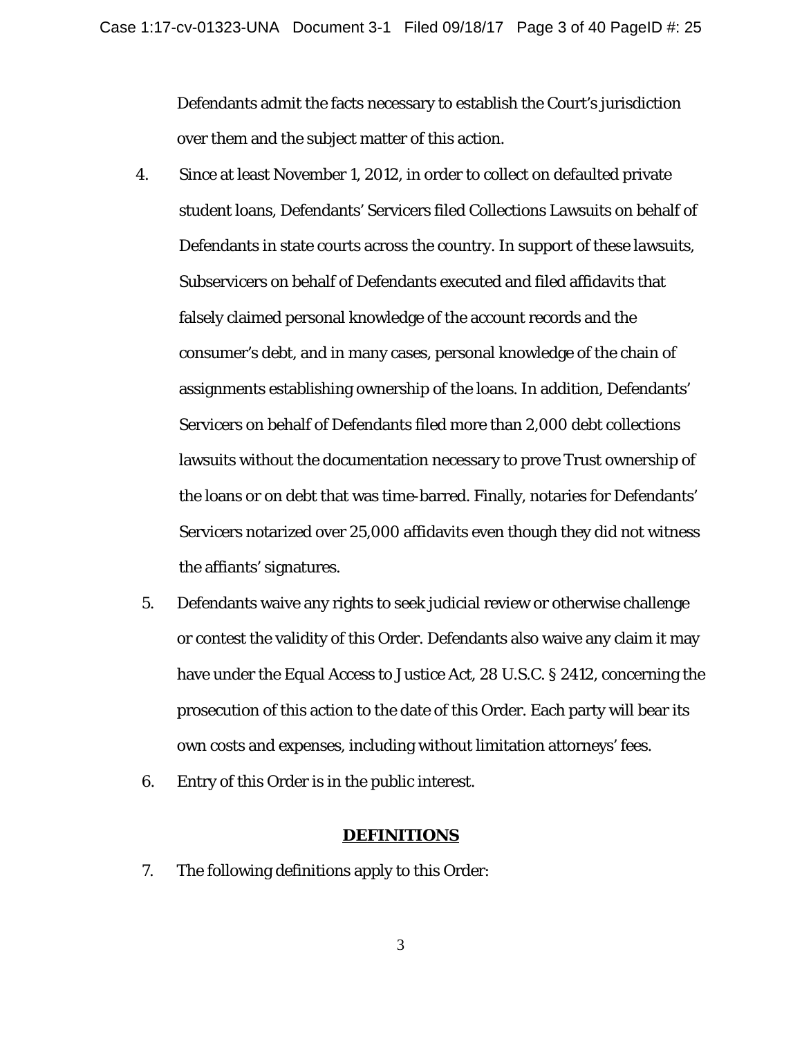Defendants admit the facts necessary to establish the Court's jurisdiction over them and the subject matter of this action.

4. Since at least November 1, 2012, in order to collect on defaulted private student loans, Defendants' Servicers filed Collections Lawsuits on behalf of Defendants in state courts across the country. In support of these lawsuits, Subservicers on behalf of Defendants executed and filed affidavits that falsely claimed personal knowledge of the account records and the consumer's debt, and in many cases, personal knowledge of the chain of assignments establishing ownership of the loans. In addition, Defendants' Servicers on behalf of Defendants filed more than 2,000 debt collections lawsuits without the documentation necessary to prove Trust ownership of the loans or on debt that was time-barred. Finally, notaries for Defendants' Servicers notarized over 25,000 affidavits even though they did not witness the affiants' signatures.

5. Defendants waive any rights to seek judicial review or otherwise challenge or contest the validity of this Order. Defendants also waive any claim it may have under the Equal Access to Justice Act, 28 U.S.C. § 2412, concerning the prosecution of this action to the date of this Order. Each party will bear its own costs and expenses, including without limitation attorneys' fees.

6. Entry of this Order is in the public interest.

## DEFINITIONS

7. The following definitions apply to this Order: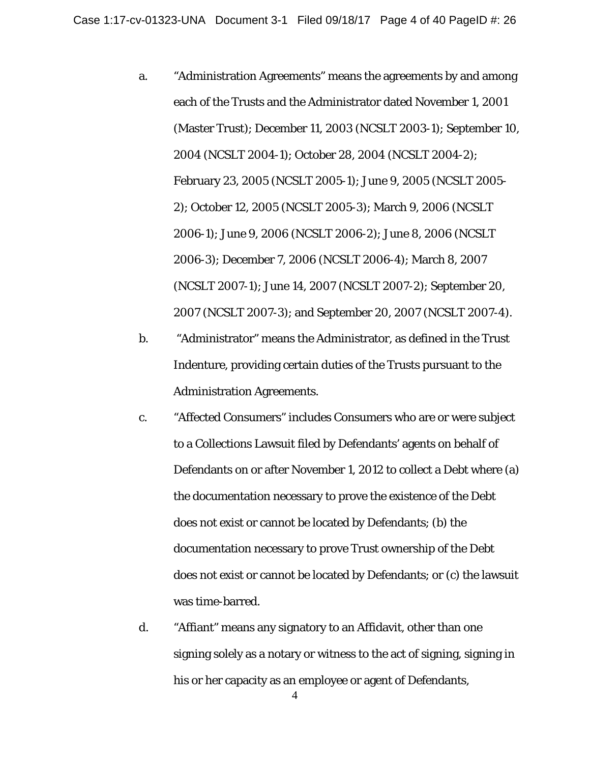a. "Administration Agreements" means the agreements by and among each of the Trusts and the Administrator dated November 1, 2001 (Master Trust); December 11, 2003 (NCSLT 2003-1); September 10, 2004 (NCSLT 2004-1); October 28, 2004 (NCSLT 2004-2); February 23, 2005 (NCSLT 2005-1); June 9, 2005 (NCSLT 2005-2); October 12, 2005 (NCSLT 2005-3); March 9, 2006 (NCSLT 2006-1); June 9, 2006 (NCSLT 2006-2); June 8, 2006 (NCSLT 2006-3); December 7, 2006 (NCSLT 2006-4); March 8, 2007 (NCSLT 2007-1); June 14, 2007 (NCSLT 2007-2); September 20, 2007 (NCSLT 2007-3); and September 20, 2007 (NCSLT 2007-4).

b. "Administrator" means the Administrator, as defined in the Trust Indenture, providing certain duties of the Trusts pursuant to the Administration Agreements.

c. "Affected Consumers" includes Consumers who are or were subject to a Collections Lawsuit filed by Defendants' agents on behalf of Defendants on or after November 1, 2012 to collect a Debt where (a) the documentation necessary to prove the existence of the Debt does not exist or cannot be located by Defendants; (b) the documentation necessary to prove Trust ownership of the Debt does not exist or cannot be located by Defendants; or (c) the lawsuit was time-barred.

d. "Affiant" means any signatory to an Affidavit, other than one signing solely as a notary or witness to the act of signing, signing in his or her capacity as an employee or agent of Defendants,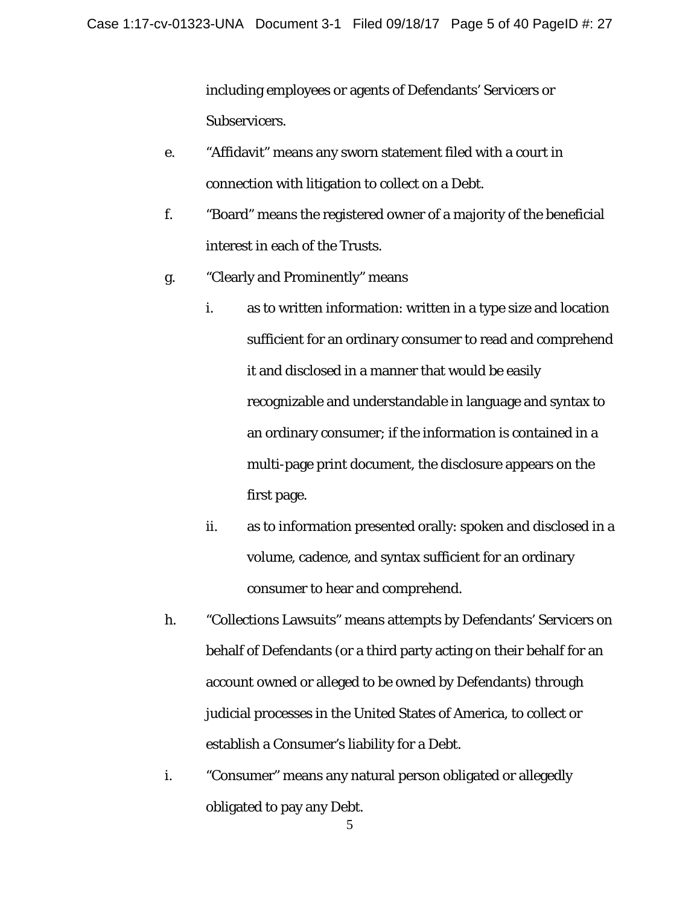including employees or agents of Defendants' Servicers or Subservicers.

e. "Affidavit" means any sworn statement filed with a court in connection with litigation to collect on a Debt.

f. "Board" means the registered owner of a majority of the beneficial interest in each of the Trusts.

g. "Clearly and Prominently" means

   i. as to written information: written in a type size and location sufficient for an ordinary consumer to read and comprehend it and disclosed in a manner that would be easily recognizable and understandable in language and syntax to an ordinary consumer; if the information is contained in a multi-page print document, the disclosure appears on the first page.

   ii. as to information presented orally: spoken and disclosed in a volume, cadence, and syntax sufficient for an ordinary consumer to hear and comprehend.

h. "Collections Lawsuits" means attempts by Defendants' Servicers on behalf of Defendants (or a third party acting on their behalf for an account owned or alleged to be owned by Defendants) through judicial processes in the United States of America, to collect or establish a Consumer's liability for a Debt.

i. "Consumer" means any natural person obligated or allegedly obligated to pay any Debt.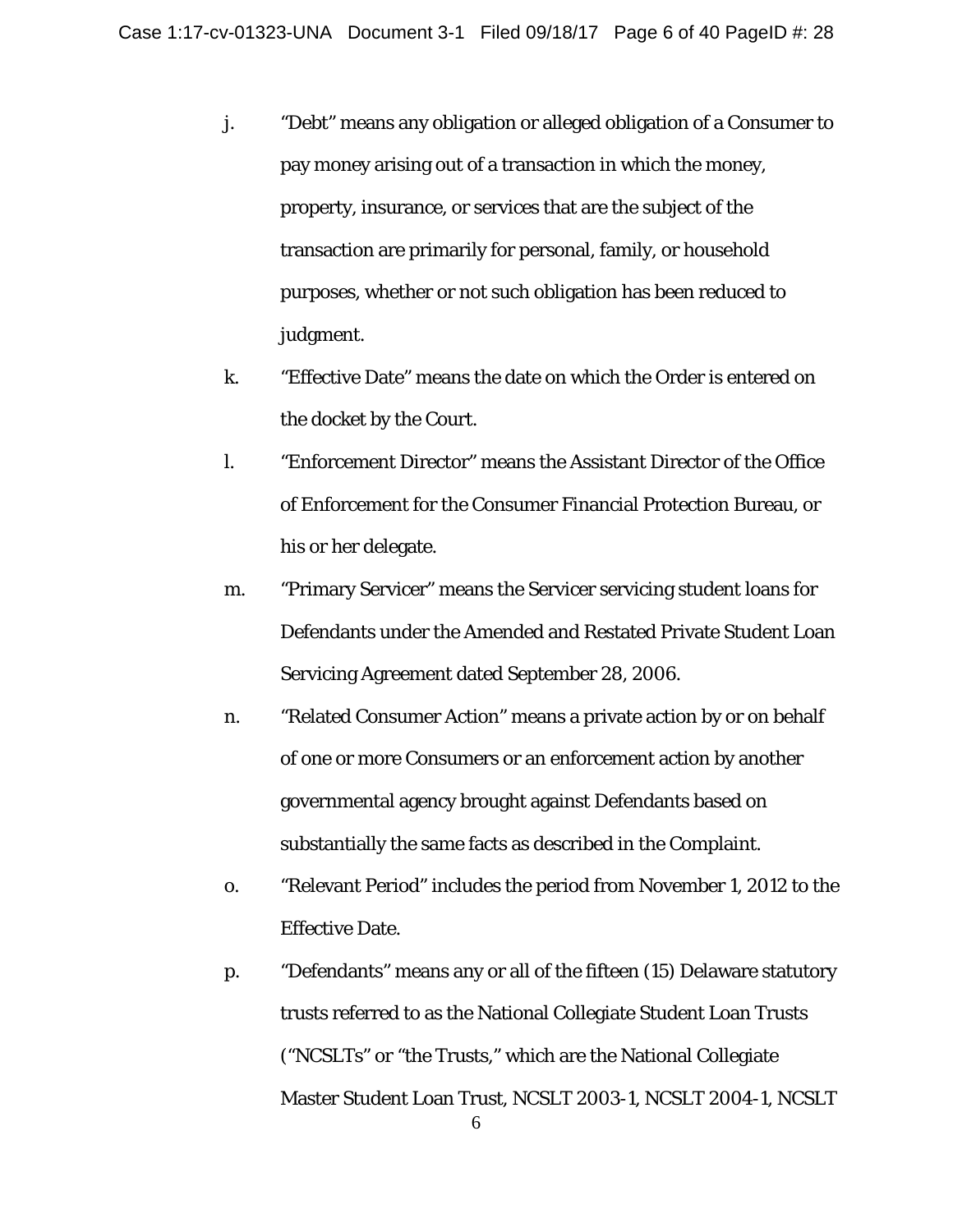j. "Debt" means any obligation or alleged obligation of a Consumer to pay money arising out of a transaction in which the money, property, insurance, or services that are the subject of the transaction are primarily for personal, family, or household purposes, whether or not such obligation has been reduced to judgment.

k. "Effective Date" means the date on which the Order is entered on the docket by the Court.

l. "Enforcement Director" means the Assistant Director of the Office of Enforcement for the Consumer Financial Protection Bureau, or his or her delegate.

m. "Primary Servicer" means the Servicer servicing student loans for Defendants under the Amended and Restated Private Student Loan Servicing Agreement dated September 28, 2006.

n. "Related Consumer Action" means a private action by or on behalf of one or more Consumers or an enforcement action by another governmental agency brought against Defendants based on substantially the same facts as described in the Complaint.

o. "Relevant Period" includes the period from November 1, 2012 to the Effective Date.

p. "Defendants" means any or all of the fifteen (15) Delaware statutory trusts referred to as the National Collegiate Student Loan Trusts ("NCSLTs" or "the Trusts," which are the National Collegiate Master Student Loan Trust, NCSLT 2003-1, NCSLT 2004-1, NCSLT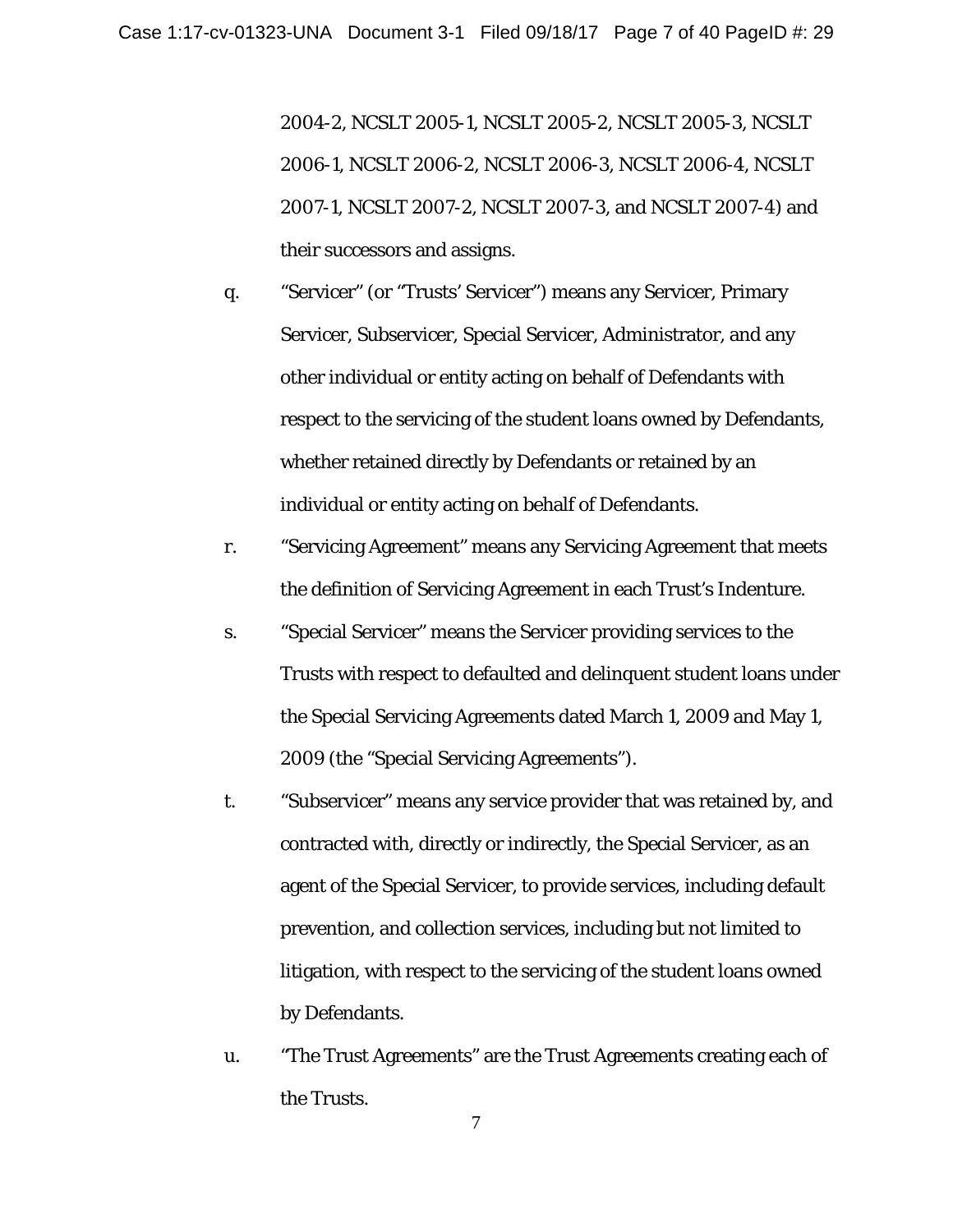2004-2, NCSLT 2005-1, NCSLT 2005-2, NCSLT 2005-3, NCSLT 2006-1, NCSLT 2006-2, NCSLT 2006-3, NCSLT 2006-4, NCSLT 2007-1, NCSLT 2007-2, NCSLT 2007-3, and NCSLT 2007-4) and their successors and assigns.

q. "Servicer" (or "Trusts' Servicer") means any Servicer, Primary Servicer, Subservicer, Special Servicer, Administrator, and any other individual or entity acting on behalf of Defendants with respect to the servicing of the student loans owned by Defendants, whether retained directly by Defendants or retained by an individual or entity acting on behalf of Defendants.

r. "Servicing Agreement" means any Servicing Agreement that meets the definition of Servicing Agreement in each Trust's Indenture.

s. "Special Servicer" means the Servicer providing services to the Trusts with respect to defaulted and delinquent student loans under the Special Servicing Agreements dated March 1, 2009 and May 1, 2009 (the "Special Servicing Agreements").

t. "Subservicer" means any service provider that was retained by, and contracted with, directly or indirectly, the Special Servicer, as an agent of the Special Servicer, to provide services, including default prevention, and collection services, including but not limited to litigation, with respect to the servicing of the student loans owned by Defendants.

u. "The Trust Agreements" are the Trust Agreements creating each of the Trusts.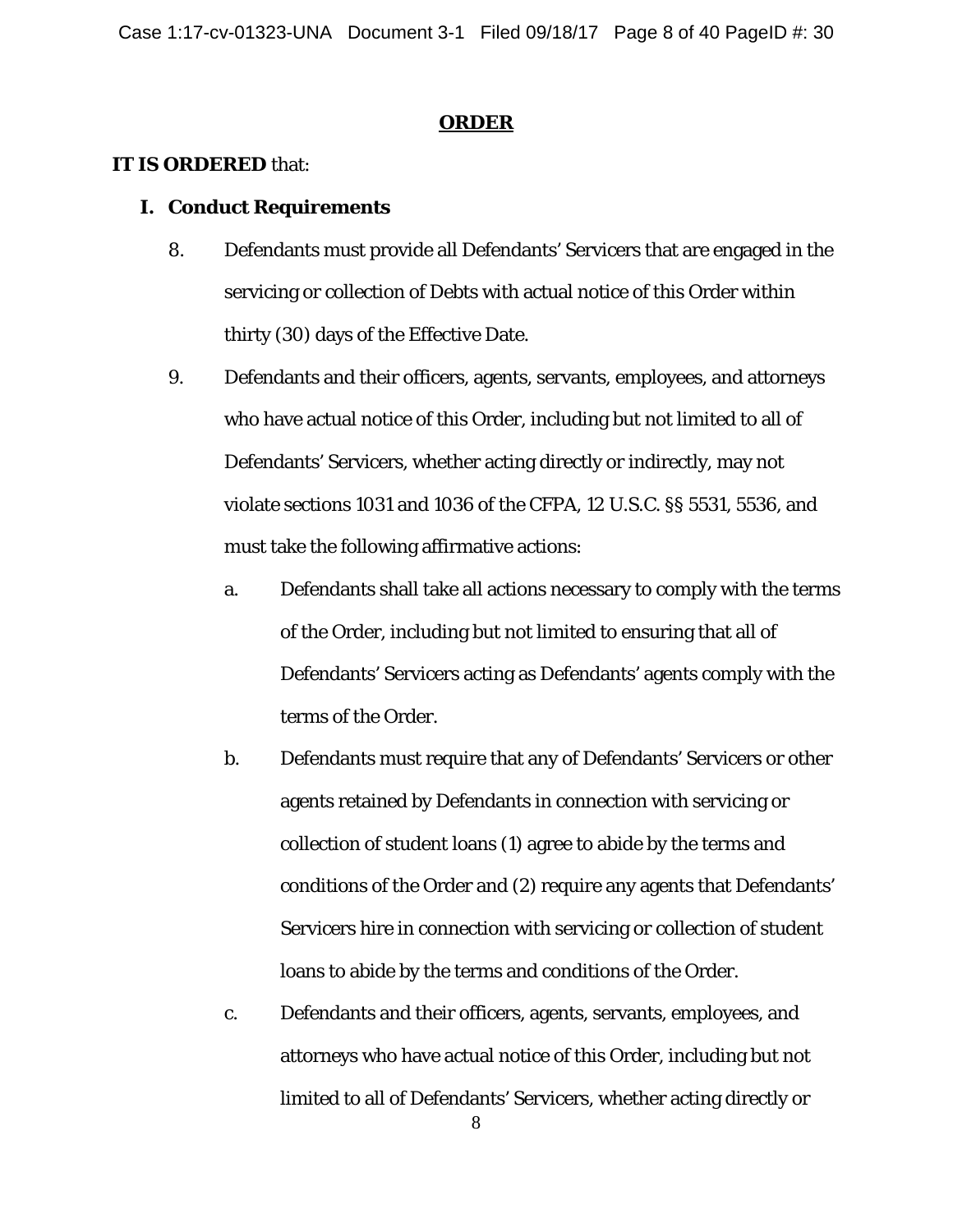## ORDER

**IT IS ORDERED** that:

### I. Conduct Requirements

8. Defendants must provide all Defendants' Servicers that are engaged in the servicing or collection of Debts with actual notice of this Order within thirty (30) days of the Effective Date.

9. Defendants and their officers, agents, servants, employees, and attorneys who have actual notice of this Order, including but not limited to all of Defendants' Servicers, whether acting directly or indirectly, may not violate sections 1031 and 1036 of the CFPA, 12 U.S.C. §§ 5531, 5536, and must take the following affirmative actions:

   a. Defendants shall take all actions necessary to comply with the terms of the Order, including but not limited to ensuring that all of Defendants' Servicers acting as Defendants' agents comply with the terms of the Order.

   b. Defendants must require that any of Defendants' Servicers or other agents retained by Defendants in connection with servicing or collection of student loans (1) agree to abide by the terms and conditions of the Order and (2) require any agents that Defendants' Servicers hire in connection with servicing or collection of student loans to abide by the terms and conditions of the Order.

   c. Defendants and their officers, agents, servants, employees, and attorneys who have actual notice of this Order, including but not limited to all of Defendants' Servicers, whether acting directly or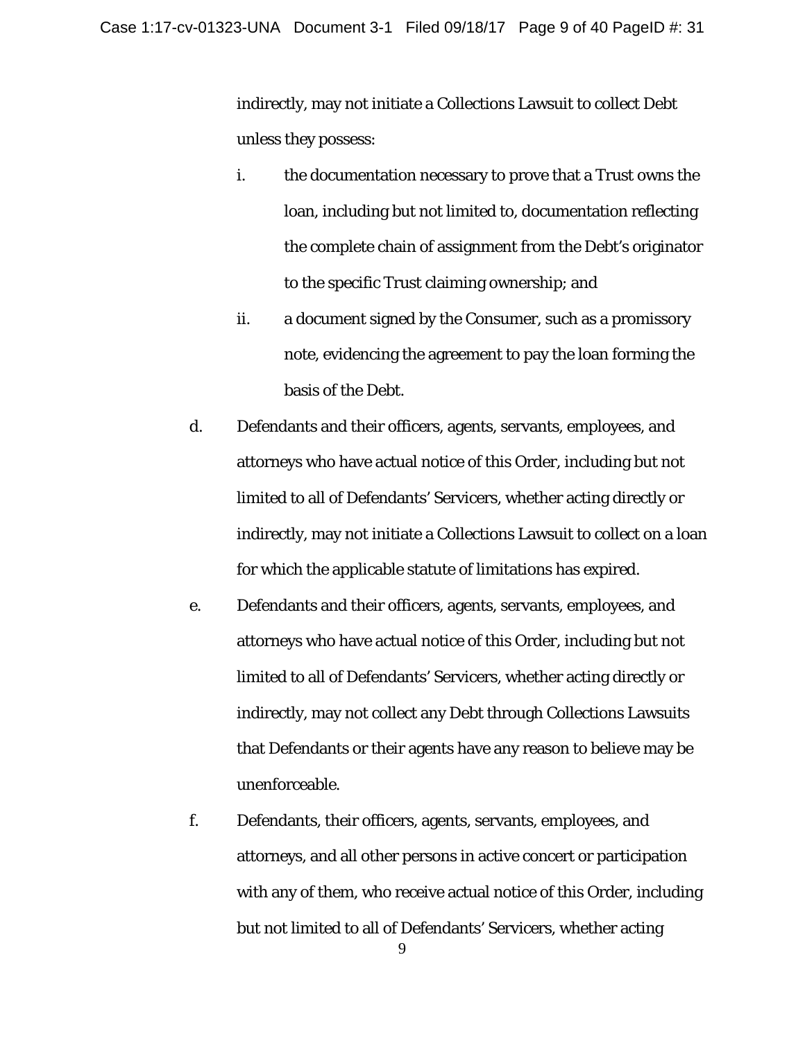indirectly, may not initiate a Collections Lawsuit to collect Debt unless they possess:

i. the documentation necessary to prove that a Trust owns the loan, including but not limited to, documentation reflecting the complete chain of assignment from the Debt's originator to the specific Trust claiming ownership; and

ii. a document signed by the Consumer, such as a promissory note, evidencing the agreement to pay the loan forming the basis of the Debt.

d. Defendants and their officers, agents, servants, employees, and attorneys who have actual notice of this Order, including but not limited to all of Defendants' Servicers, whether acting directly or indirectly, may not initiate a Collections Lawsuit to collect on a loan for which the applicable statute of limitations has expired.

e. Defendants and their officers, agents, servants, employees, and attorneys who have actual notice of this Order, including but not limited to all of Defendants' Servicers, whether acting directly or indirectly, may not collect any Debt through Collections Lawsuits that Defendants or their agents have any reason to believe may be unenforceable.

f. Defendants, their officers, agents, servants, employees, and attorneys, and all other persons in active concert or participation with any of them, who receive actual notice of this Order, including but not limited to all of Defendants' Servicers, whether acting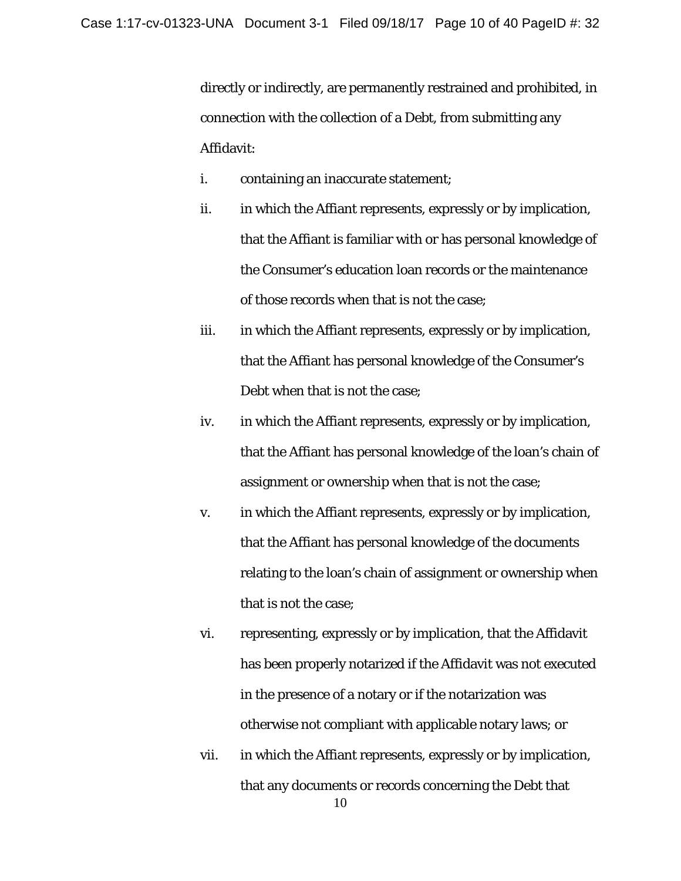directly or indirectly, are permanently restrained and prohibited, in connection with the collection of a Debt, from submitting any Affidavit:

i. containing an inaccurate statement;

ii. in which the Affiant represents, expressly or by implication, that the Affiant is familiar with or has personal knowledge of the Consumer's education loan records or the maintenance of those records when that is not the case;

iii. in which the Affiant represents, expressly or by implication, that the Affiant has personal knowledge of the Consumer's Debt when that is not the case;

iv. in which the Affiant represents, expressly or by implication, that the Affiant has personal knowledge of the loan's chain of assignment or ownership when that is not the case;

v. in which the Affiant represents, expressly or by implication, that the Affiant has personal knowledge of the documents relating to the loan's chain of assignment or ownership when that is not the case;

vi. representing, expressly or by implication, that the Affidavit has been properly notarized if the Affidavit was not executed in the presence of a notary or if the notarization was otherwise not compliant with applicable notary laws; or

vii. in which the Affiant represents, expressly or by implication, that any documents or records concerning the Debt that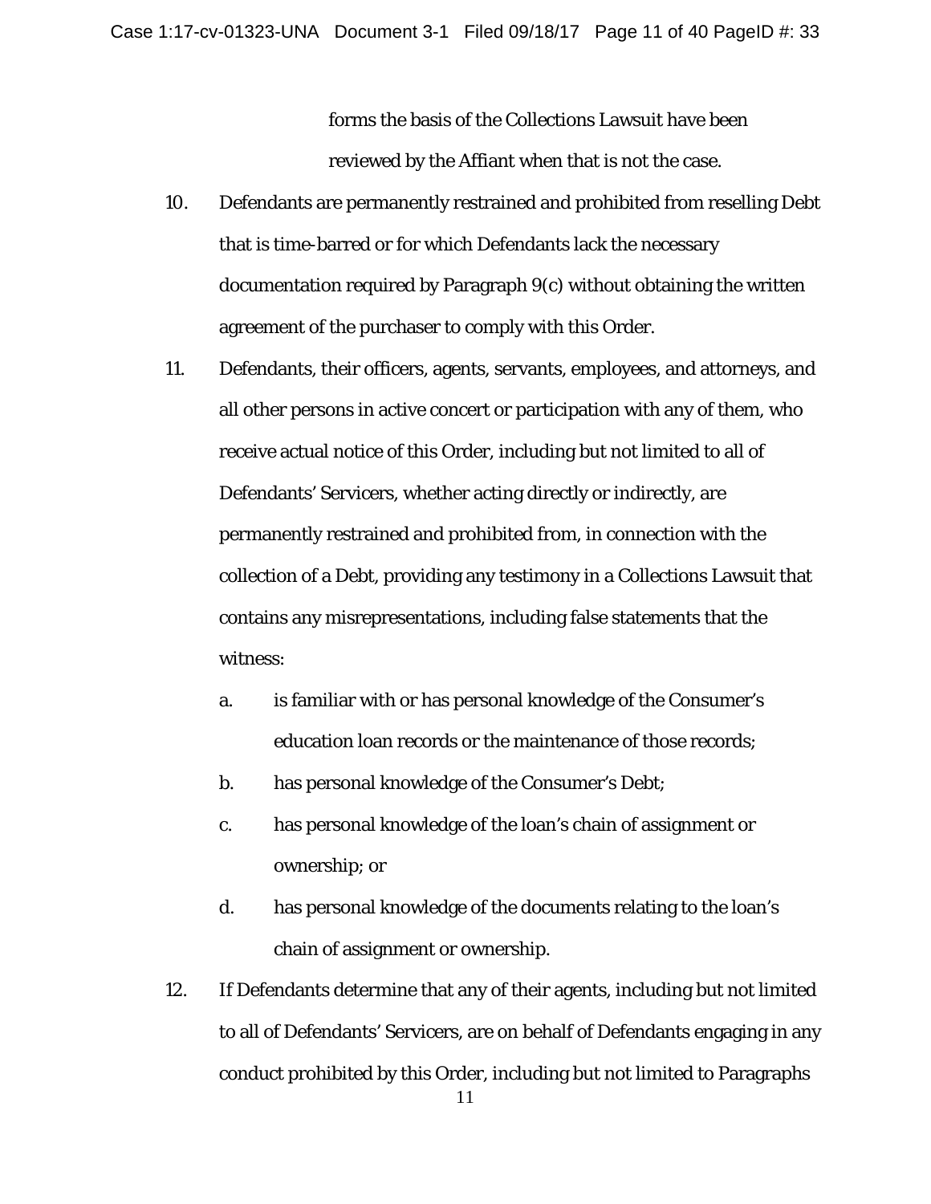forms the basis of the Collections Lawsuit have been reviewed by the Affiant when that is not the case.

10. Defendants are permanently restrained and prohibited from reselling Debt that is time-barred or for which Defendants lack the necessary documentation required by Paragraph 9(c) without obtaining the written agreement of the purchaser to comply with this Order.

11. Defendants, their officers, agents, servants, employees, and attorneys, and all other persons in active concert or participation with any of them, who receive actual notice of this Order, including but not limited to all of Defendants' Servicers, whether acting directly or indirectly, are permanently restrained and prohibited from, in connection with the collection of a Debt, providing any testimony in a Collections Lawsuit that contains any misrepresentations, including false statements that the witness:

    a. is familiar with or has personal knowledge of the Consumer's education loan records or the maintenance of those records;

    b. has personal knowledge of the Consumer's Debt;

    c. has personal knowledge of the loan's chain of assignment or ownership; or

    d. has personal knowledge of the documents relating to the loan's chain of assignment or ownership.

12. If Defendants determine that any of their agents, including but not limited to all of Defendants' Servicers, are on behalf of Defendants engaging in any conduct prohibited by this Order, including but not limited to Paragraphs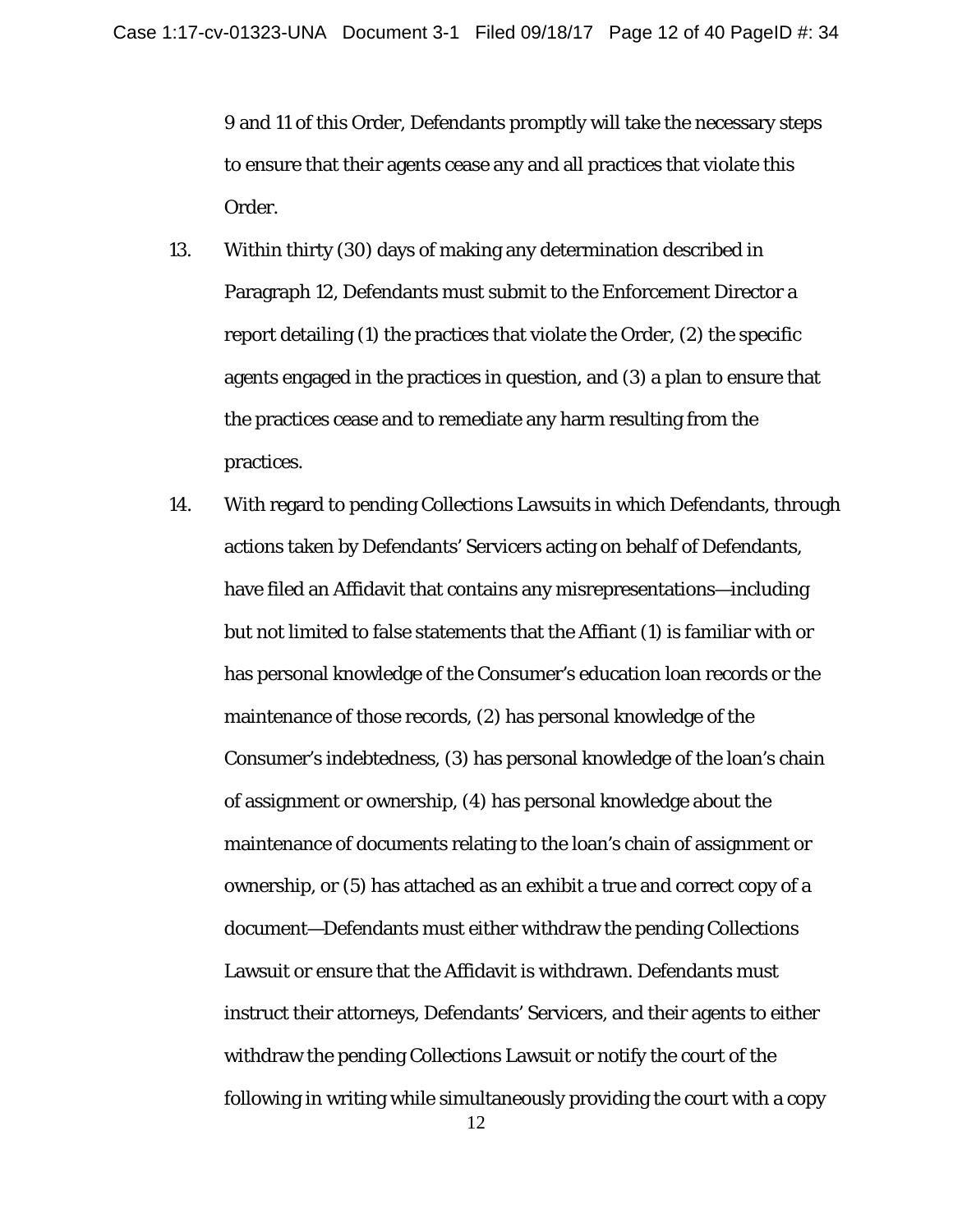9 and 11 of this Order, Defendants promptly will take the necessary steps to ensure that their agents cease any and all practices that violate this Order.

13. Within thirty (30) days of making any determination described in Paragraph 12, Defendants must submit to the Enforcement Director a report detailing (1) the practices that violate the Order, (2) the specific agents engaged in the practices in question, and (3) a plan to ensure that the practices cease and to remediate any harm resulting from the practices.

14. With regard to pending Collections Lawsuits in which Defendants, through actions taken by Defendants' Servicers acting on behalf of Defendants, have filed an Affidavit that contains any misrepresentations—including but not limited to false statements that the Affiant (1) is familiar with or has personal knowledge of the Consumer's education loan records or the maintenance of those records, (2) has personal knowledge of the Consumer's indebtedness, (3) has personal knowledge of the loan's chain of assignment or ownership, (4) has personal knowledge about the maintenance of documents relating to the loan's chain of assignment or ownership, or (5) has attached as an exhibit a true and correct copy of a document—Defendants must either withdraw the pending Collections Lawsuit or ensure that the Affidavit is withdrawn. Defendants must instruct their attorneys, Defendants' Servicers, and their agents to either withdraw the pending Collections Lawsuit or notify the court of the following in writing while simultaneously providing the court with a copy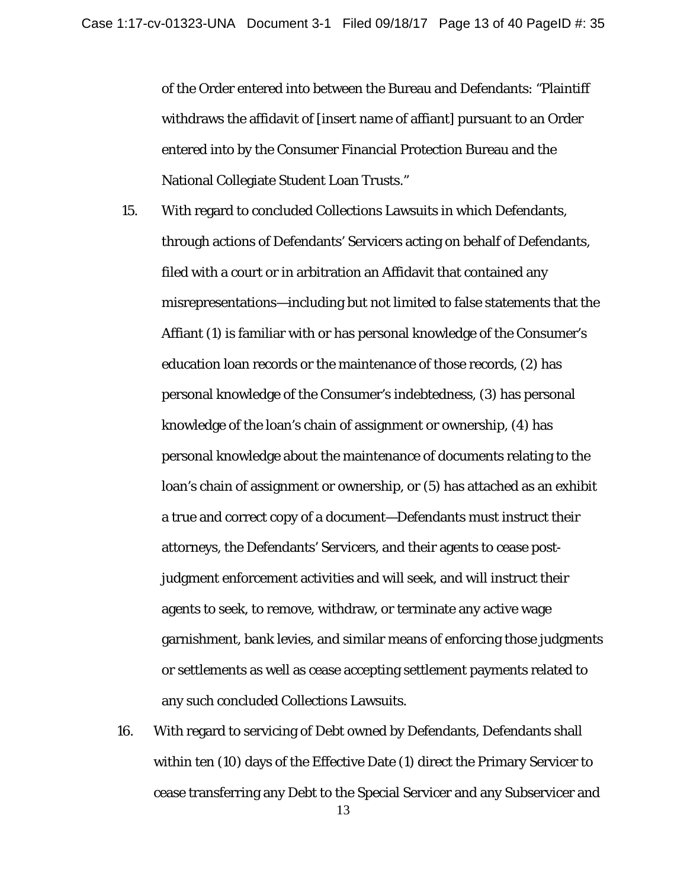of the Order entered into between the Bureau and Defendants: "Plaintiff withdraws the affidavit of [insert name of affiant] pursuant to an Order entered into by the Consumer Financial Protection Bureau and the National Collegiate Student Loan Trusts."

15. With regard to concluded Collections Lawsuits in which Defendants, through actions of Defendants' Servicers acting on behalf of Defendants, filed with a court or in arbitration an Affidavit that contained any misrepresentations—including but not limited to false statements that the Affiant (1) is familiar with or has personal knowledge of the Consumer's education loan records or the maintenance of those records, (2) has personal knowledge of the Consumer's indebtedness, (3) has personal knowledge of the loan's chain of assignment or ownership, (4) has personal knowledge about the maintenance of documents relating to the loan's chain of assignment or ownership, or (5) has attached as an exhibit a true and correct copy of a document—Defendants must instruct their attorneys, the Defendants' Servicers, and their agents to cease post-judgment enforcement activities and will seek, and will instruct their agents to seek, to remove, withdraw, or terminate any active wage garnishment, bank levies, and similar means of enforcing those judgments or settlements as well as cease accepting settlement payments related to any such concluded Collections Lawsuits.

16. With regard to servicing of Debt owned by Defendants, Defendants shall within ten (10) days of the Effective Date (1) direct the Primary Servicer to cease transferring any Debt to the Special Servicer and any Subservicer and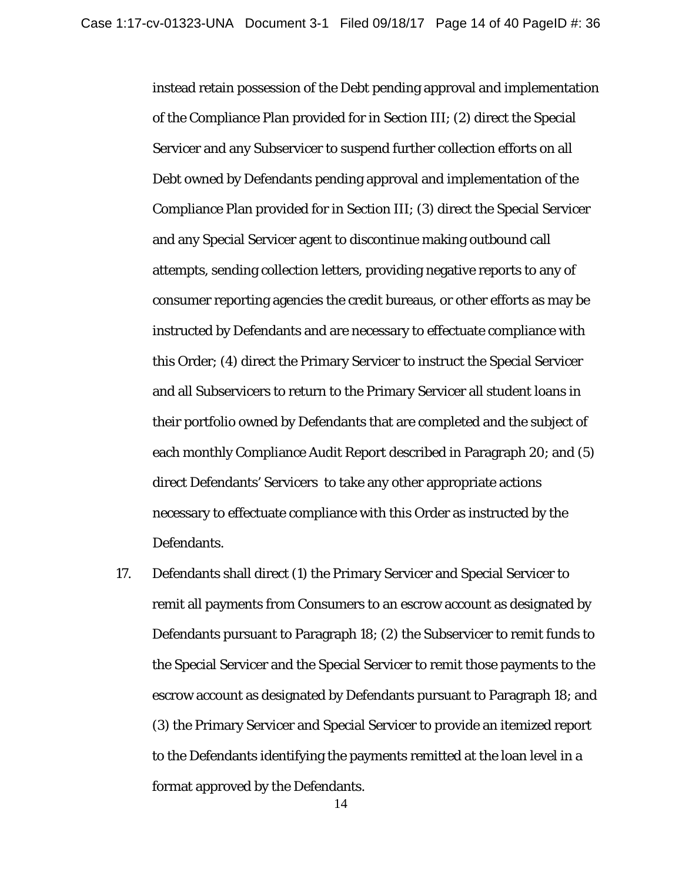instead retain possession of the Debt pending approval and implementation of the Compliance Plan provided for in Section III; (2) direct the Special Servicer and any Subservicer to suspend further collection efforts on all Debt owned by Defendants pending approval and implementation of the Compliance Plan provided for in Section III; (3) direct the Special Servicer and any Special Servicer agent to discontinue making outbound call attempts, sending collection letters, providing negative reports to any of consumer reporting agencies the credit bureaus, or other efforts as may be instructed by Defendants and are necessary to effectuate compliance with this Order; (4) direct the Primary Servicer to instruct the Special Servicer and all Subservicers to return to the Primary Servicer all student loans in their portfolio owned by Defendants that are completed and the subject of each monthly Compliance Audit Report described in Paragraph 20; and (5) direct Defendants' Servicers to take any other appropriate actions necessary to effectuate compliance with this Order as instructed by the Defendants.

17. Defendants shall direct (1) the Primary Servicer and Special Servicer to remit all payments from Consumers to an escrow account as designated by Defendants pursuant to Paragraph 18; (2) the Subservicer to remit funds to the Special Servicer and the Special Servicer to remit those payments to the escrow account as designated by Defendants pursuant to Paragraph 18; and (3) the Primary Servicer and Special Servicer to provide an itemized report to the Defendants identifying the payments remitted at the loan level in a format approved by the Defendants.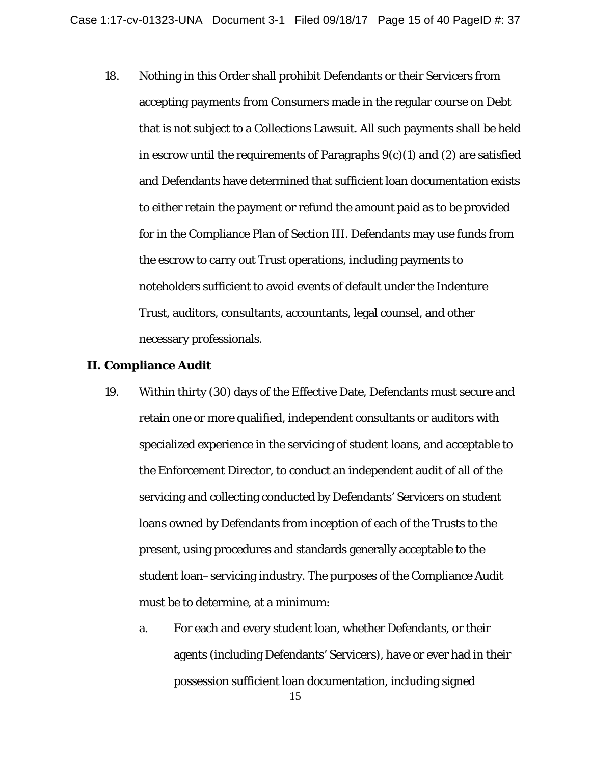18. Nothing in this Order shall prohibit Defendants or their Servicers from accepting payments from Consumers made in the regular course on Debt that is not subject to a Collections Lawsuit. All such payments shall be held in escrow until the requirements of Paragraphs 9(c)(1) and (2) are satisfied and Defendants have determined that sufficient loan documentation exists to either retain the payment or refund the amount paid as to be provided for in the Compliance Plan of Section III. Defendants may use funds from the escrow to carry out Trust operations, including payments to noteholders sufficient to avoid events of default under the Indenture Trust, auditors, consultants, accountants, legal counsel, and other necessary professionals.

## II. Compliance Audit

19. Within thirty (30) days of the Effective Date, Defendants must secure and retain one or more qualified, independent consultants or auditors with specialized experience in the servicing of student loans, and acceptable to the Enforcement Director, to conduct an independent audit of all of the servicing and collecting conducted by Defendants' Servicers on student loans owned by Defendants from inception of each of the Trusts to the present, using procedures and standards generally acceptable to the student loan–servicing industry. The purposes of the Compliance Audit must be to determine, at a minimum:

    a. For each and every student loan, whether Defendants, or their agents (including Defendants' Servicers), have or ever had in their possession sufficient loan documentation, including signed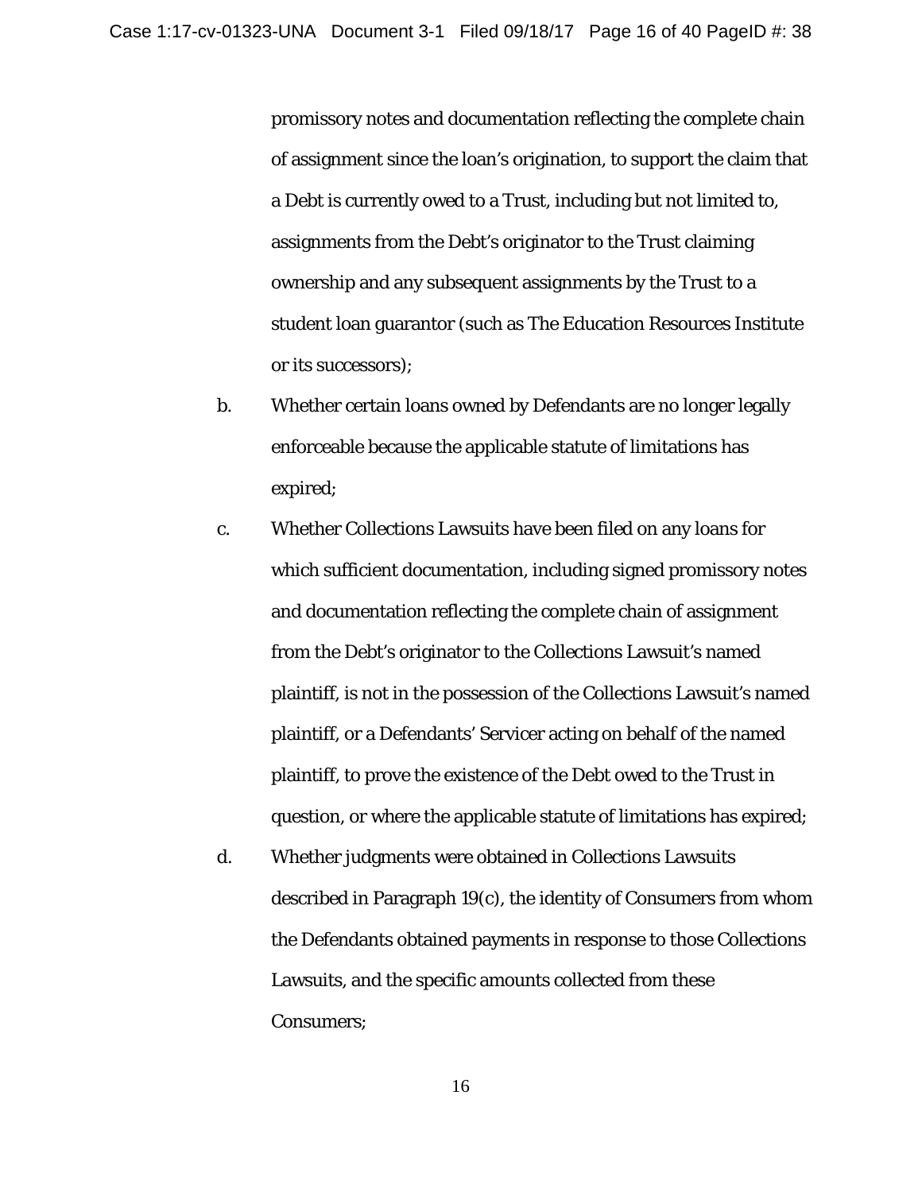promissory notes and documentation reflecting the complete chain of assignment since the loan's origination, to support the claim that a Debt is currently owed to a Trust, including but not limited to, assignments from the Debt's originator to the Trust claiming ownership and any subsequent assignments by the Trust to a student loan guarantor (such as The Education Resources Institute or its successors);

b. Whether certain loans owned by Defendants are no longer legally enforceable because the applicable statute of limitations has expired;

c. Whether Collections Lawsuits have been filed on any loans for which sufficient documentation, including signed promissory notes and documentation reflecting the complete chain of assignment from the Debt's originator to the Collections Lawsuit's named plaintiff, is not in the possession of the Collections Lawsuit's named plaintiff, or a Defendants' Servicer acting on behalf of the named plaintiff, to prove the existence of the Debt owed to the Trust in question, or where the applicable statute of limitations has expired;

d. Whether judgments were obtained in Collections Lawsuits described in Paragraph 19(c), the identity of Consumers from whom the Defendants obtained payments in response to those Collections Lawsuits, and the specific amounts collected from these Consumers;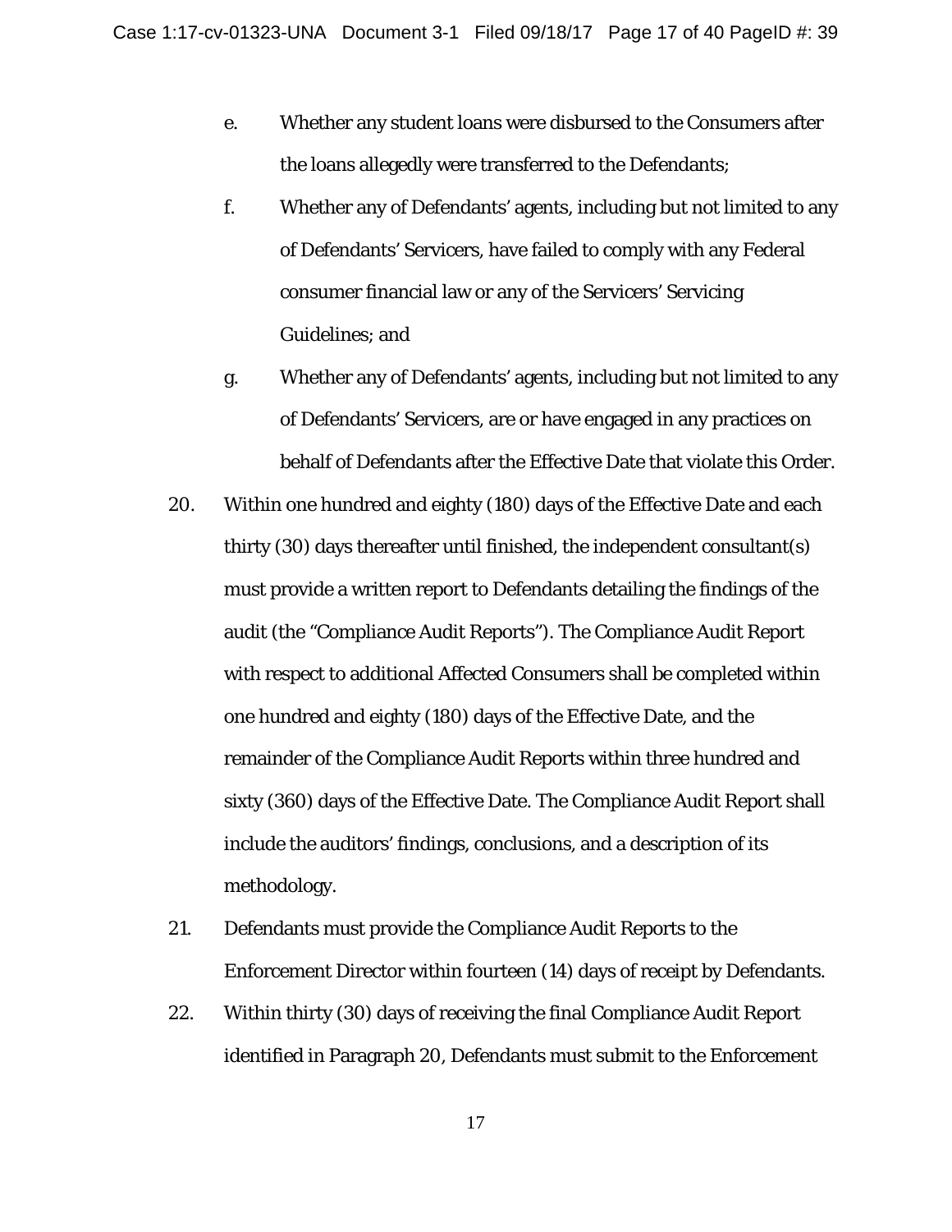e. Whether any student loans were disbursed to the Consumers after the loans allegedly were transferred to the Defendants;

f. Whether any of Defendants' agents, including but not limited to any of Defendants' Servicers, have failed to comply with any Federal consumer financial law or any of the Servicers' Servicing Guidelines; and

g. Whether any of Defendants' agents, including but not limited to any of Defendants' Servicers, are or have engaged in any practices on behalf of Defendants after the Effective Date that violate this Order.

20. Within one hundred and eighty (180) days of the Effective Date and each thirty (30) days thereafter until finished, the independent consultant(s) must provide a written report to Defendants detailing the findings of the audit (the "Compliance Audit Reports"). The Compliance Audit Report with respect to additional Affected Consumers shall be completed within one hundred and eighty (180) days of the Effective Date, and the remainder of the Compliance Audit Reports within three hundred and sixty (360) days of the Effective Date. The Compliance Audit Report shall include the auditors' findings, conclusions, and a description of its methodology.

21. Defendants must provide the Compliance Audit Reports to the Enforcement Director within fourteen (14) days of receipt by Defendants.

22. Within thirty (30) days of receiving the final Compliance Audit Report identified in Paragraph 20, Defendants must submit to the Enforcement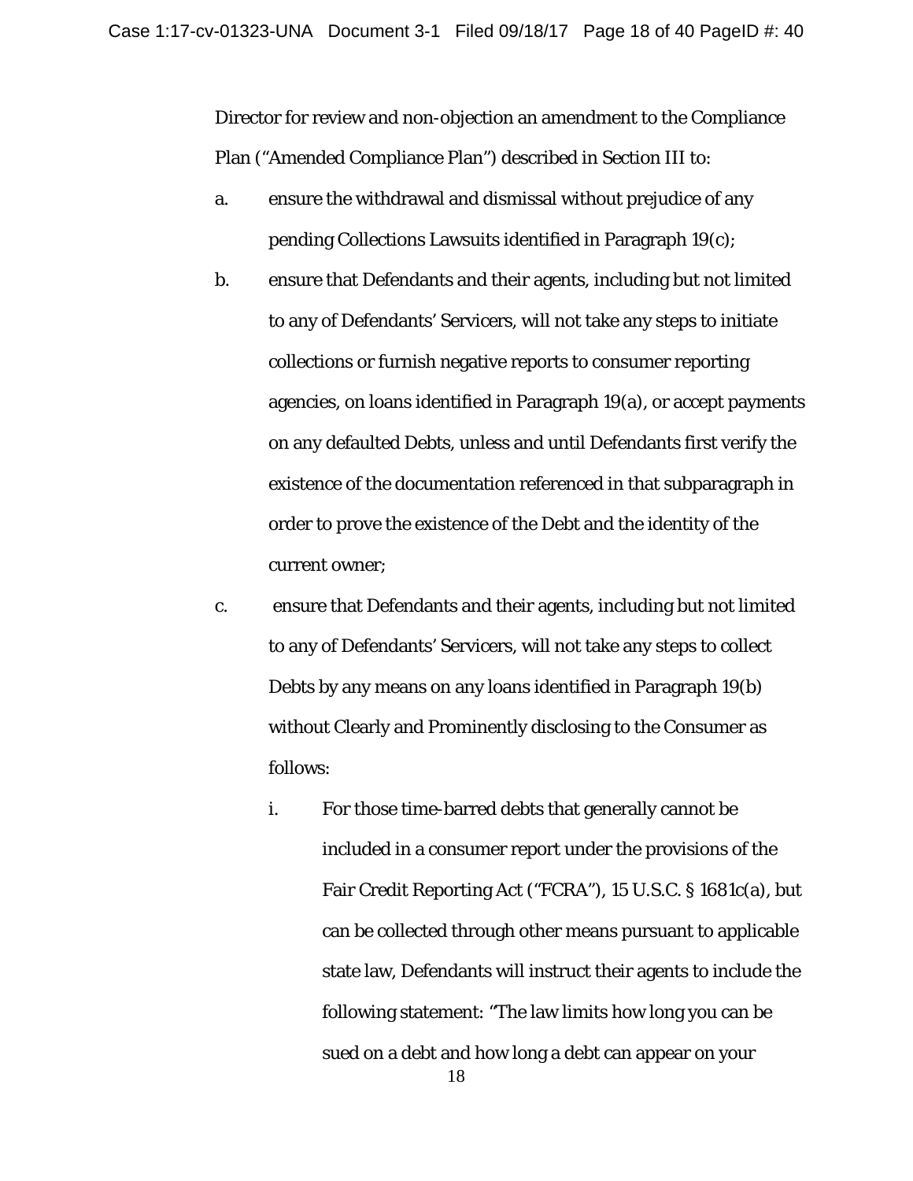Director for review and non-objection an amendment to the Compliance Plan ("Amended Compliance Plan") described in Section III to:

a. ensure the withdrawal and dismissal without prejudice of any pending Collections Lawsuits identified in Paragraph 19(c);

b. ensure that Defendants and their agents, including but not limited to any of Defendants' Servicers, will not take any steps to initiate collections or furnish negative reports to consumer reporting agencies, on loans identified in Paragraph 19(a), or accept payments on any defaulted Debts, unless and until Defendants first verify the existence of the documentation referenced in that subparagraph in order to prove the existence of the Debt and the identity of the current owner;

c. ensure that Defendants and their agents, including but not limited to any of Defendants' Servicers, will not take any steps to collect Debts by any means on any loans identified in Paragraph 19(b) without Clearly and Prominently disclosing to the Consumer as follows:

   i. For those time-barred debts that generally cannot be included in a consumer report under the provisions of the Fair Credit Reporting Act ("FCRA"), 15 U.S.C. § 1681c(a), but can be collected through other means pursuant to applicable state law, Defendants will instruct their agents to include the following statement: "The law limits how long you can be sued on a debt and how long a debt can appear on your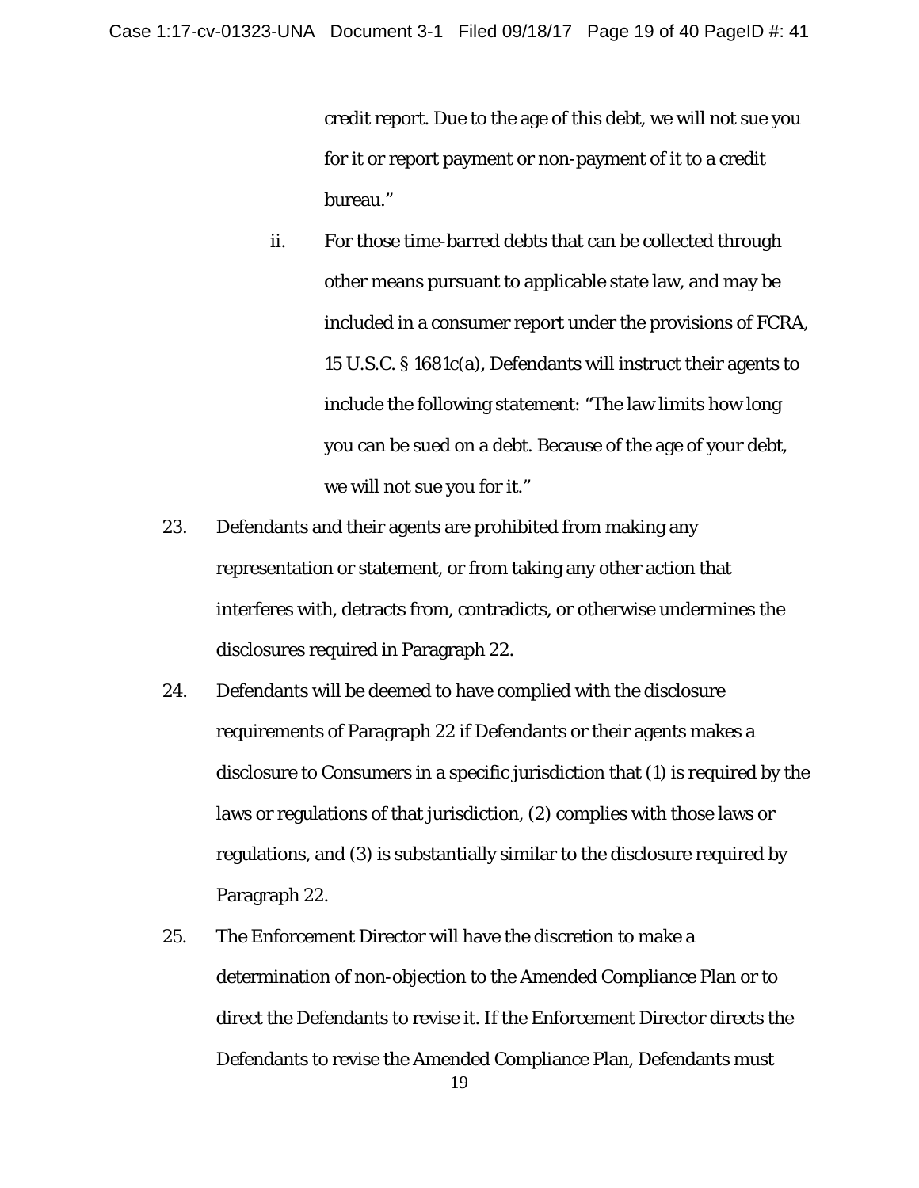credit report. Due to the age of this debt, we will not sue you for it or report payment or non-payment of it to a credit bureau."

ii. For those time-barred debts that can be collected through other means pursuant to applicable state law, and may be included in a consumer report under the provisions of FCRA, 15 U.S.C. § 1681c(a), Defendants will instruct their agents to include the following statement: "The law limits how long you can be sued on a debt. Because of the age of your debt, we will not sue you for it."

23. Defendants and their agents are prohibited from making any representation or statement, or from taking any other action that interferes with, detracts from, contradicts, or otherwise undermines the disclosures required in Paragraph 22.

24. Defendants will be deemed to have complied with the disclosure requirements of Paragraph 22 if Defendants or their agents makes a disclosure to Consumers in a specific jurisdiction that (1) is required by the laws or regulations of that jurisdiction, (2) complies with those laws or regulations, and (3) is substantially similar to the disclosure required by Paragraph 22.

25. The Enforcement Director will have the discretion to make a determination of non-objection to the Amended Compliance Plan or to direct the Defendants to revise it. If the Enforcement Director directs the Defendants to revise the Amended Compliance Plan, Defendants must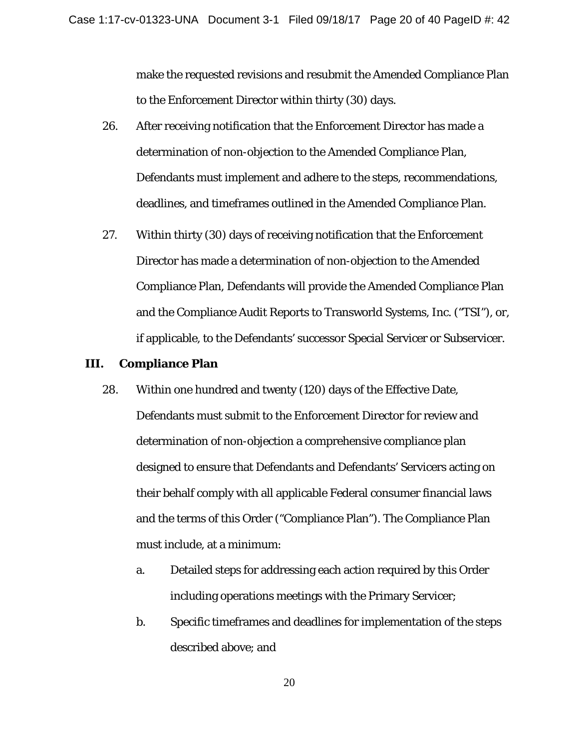make the requested revisions and resubmit the Amended Compliance Plan to the Enforcement Director within thirty (30) days.

26. After receiving notification that the Enforcement Director has made a determination of non-objection to the Amended Compliance Plan, Defendants must implement and adhere to the steps, recommendations, deadlines, and timeframes outlined in the Amended Compliance Plan.

27. Within thirty (30) days of receiving notification that the Enforcement Director has made a determination of non-objection to the Amended Compliance Plan, Defendants will provide the Amended Compliance Plan and the Compliance Audit Reports to Transworld Systems, Inc. ("TSI"), or, if applicable, to the Defendants' successor Special Servicer or Subservicer.

## III. Compliance Plan

28. Within one hundred and twenty (120) days of the Effective Date, Defendants must submit to the Enforcement Director for review and determination of non-objection a comprehensive compliance plan designed to ensure that Defendants and Defendants' Servicers acting on their behalf comply with all applicable Federal consumer financial laws and the terms of this Order ("Compliance Plan"). The Compliance Plan must include, at a minimum:

    a. Detailed steps for addressing each action required by this Order including operations meetings with the Primary Servicer;

    b. Specific timeframes and deadlines for implementation of the steps described above; and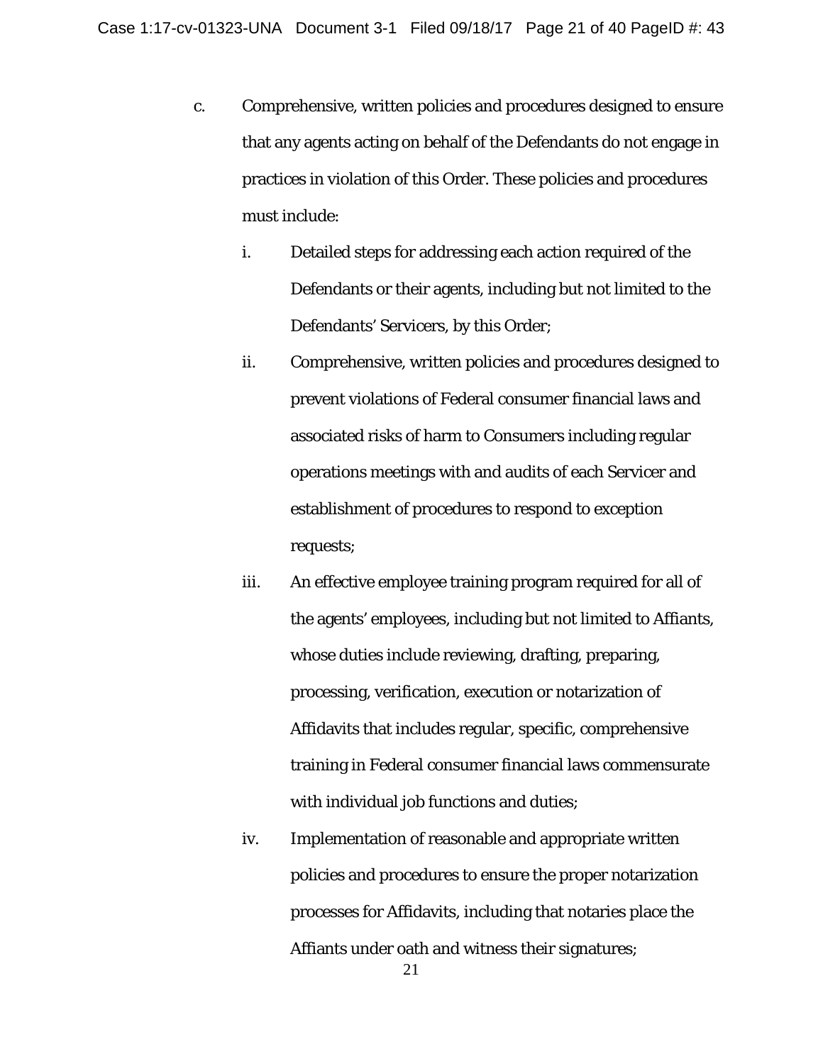c. Comprehensive, written policies and procedures designed to ensure that any agents acting on behalf of the Defendants do not engage in practices in violation of this Order. These policies and procedures must include:

   i. Detailed steps for addressing each action required of the Defendants or their agents, including but not limited to the Defendants' Servicers, by this Order;

   ii. Comprehensive, written policies and procedures designed to prevent violations of Federal consumer financial laws and associated risks of harm to Consumers including regular operations meetings with and audits of each Servicer and establishment of procedures to respond to exception requests;

   iii. An effective employee training program required for all of the agents' employees, including but not limited to Affiants, whose duties include reviewing, drafting, preparing, processing, verification, execution or notarization of Affidavits that includes regular, specific, comprehensive training in Federal consumer financial laws commensurate with individual job functions and duties;

   iv. Implementation of reasonable and appropriate written policies and procedures to ensure the proper notarization processes for Affidavits, including that notaries place the Affiants under oath and witness their signatures;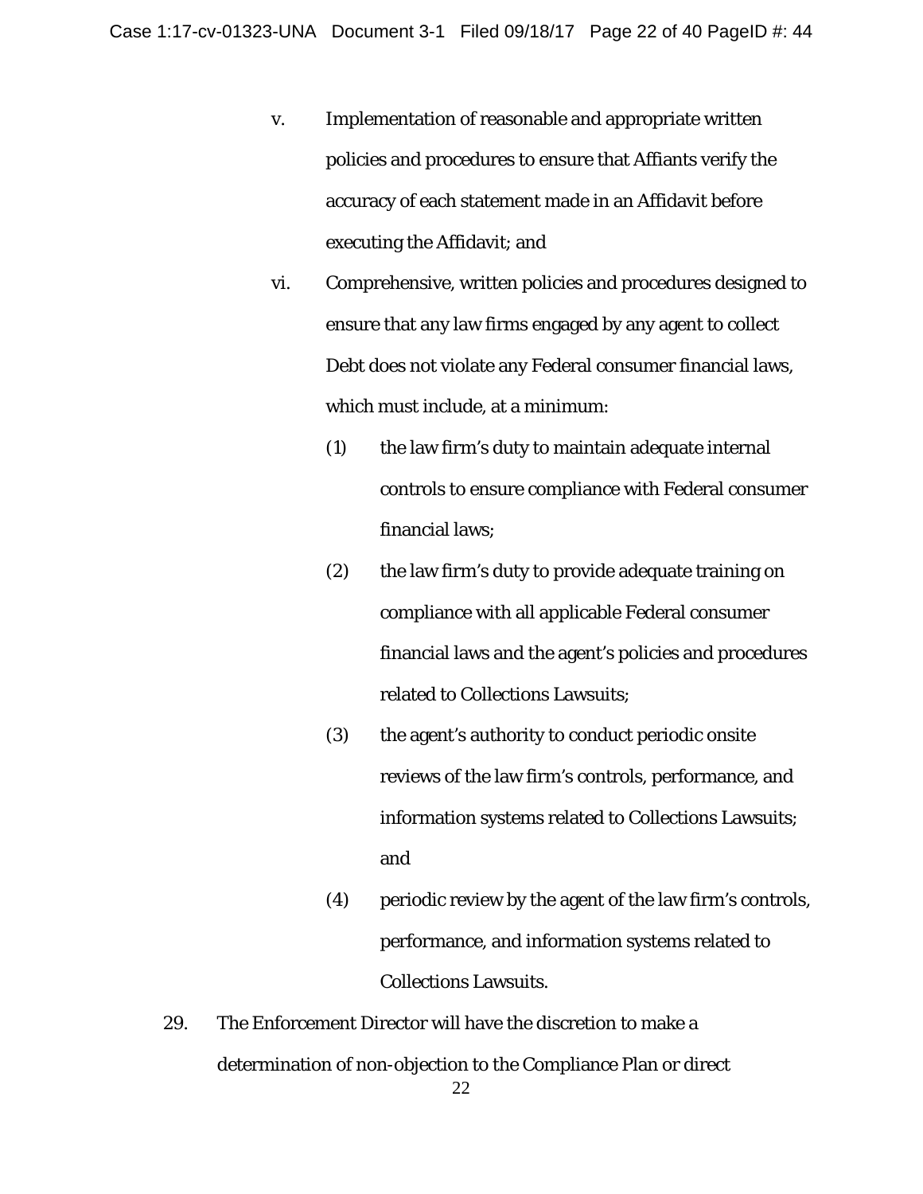v. Implementation of reasonable and appropriate written policies and procedures to ensure that Affiants verify the accuracy of each statement made in an Affidavit before executing the Affidavit; and

vi. Comprehensive, written policies and procedures designed to ensure that any law firms engaged by any agent to collect Debt does not violate any Federal consumer financial laws, which must include, at a minimum:

   (1) the law firm's duty to maintain adequate internal controls to ensure compliance with Federal consumer financial laws;

   (2) the law firm's duty to provide adequate training on compliance with all applicable Federal consumer financial laws and the agent's policies and procedures related to Collections Lawsuits;

   (3) the agent's authority to conduct periodic onsite reviews of the law firm's controls, performance, and information systems related to Collections Lawsuits; and

   (4) periodic review by the agent of the law firm's controls, performance, and information systems related to Collections Lawsuits.

29. The Enforcement Director will have the discretion to make a determination of non-objection to the Compliance Plan or direct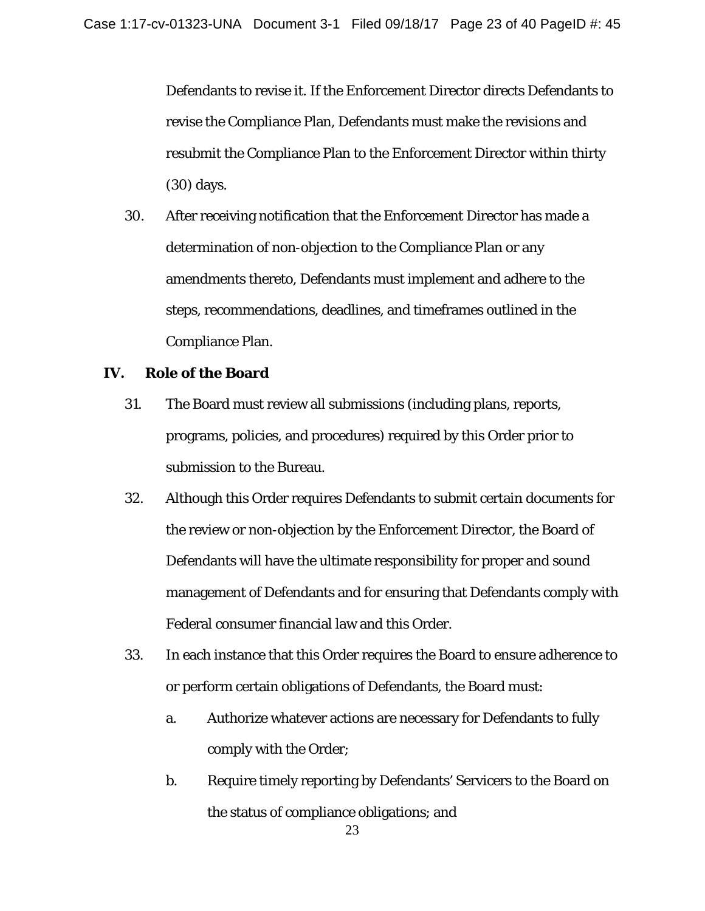Defendants to revise it. If the Enforcement Director directs Defendants to revise the Compliance Plan, Defendants must make the revisions and resubmit the Compliance Plan to the Enforcement Director within thirty (30) days.

30. After receiving notification that the Enforcement Director has made a determination of non-objection to the Compliance Plan or any amendments thereto, Defendants must implement and adhere to the steps, recommendations, deadlines, and timeframes outlined in the Compliance Plan.

## IV. Role of the Board

31. The Board must review all submissions (including plans, reports, programs, policies, and procedures) required by this Order prior to submission to the Bureau.

32. Although this Order requires Defendants to submit certain documents for the review or non-objection by the Enforcement Director, the Board of Defendants will have the ultimate responsibility for proper and sound management of Defendants and for ensuring that Defendants comply with Federal consumer financial law and this Order.

33. In each instance that this Order requires the Board to ensure adherence to or perform certain obligations of Defendants, the Board must:

    a. Authorize whatever actions are necessary for Defendants to fully comply with the Order;

    b. Require timely reporting by Defendants' Servicers to the Board on the status of compliance obligations; and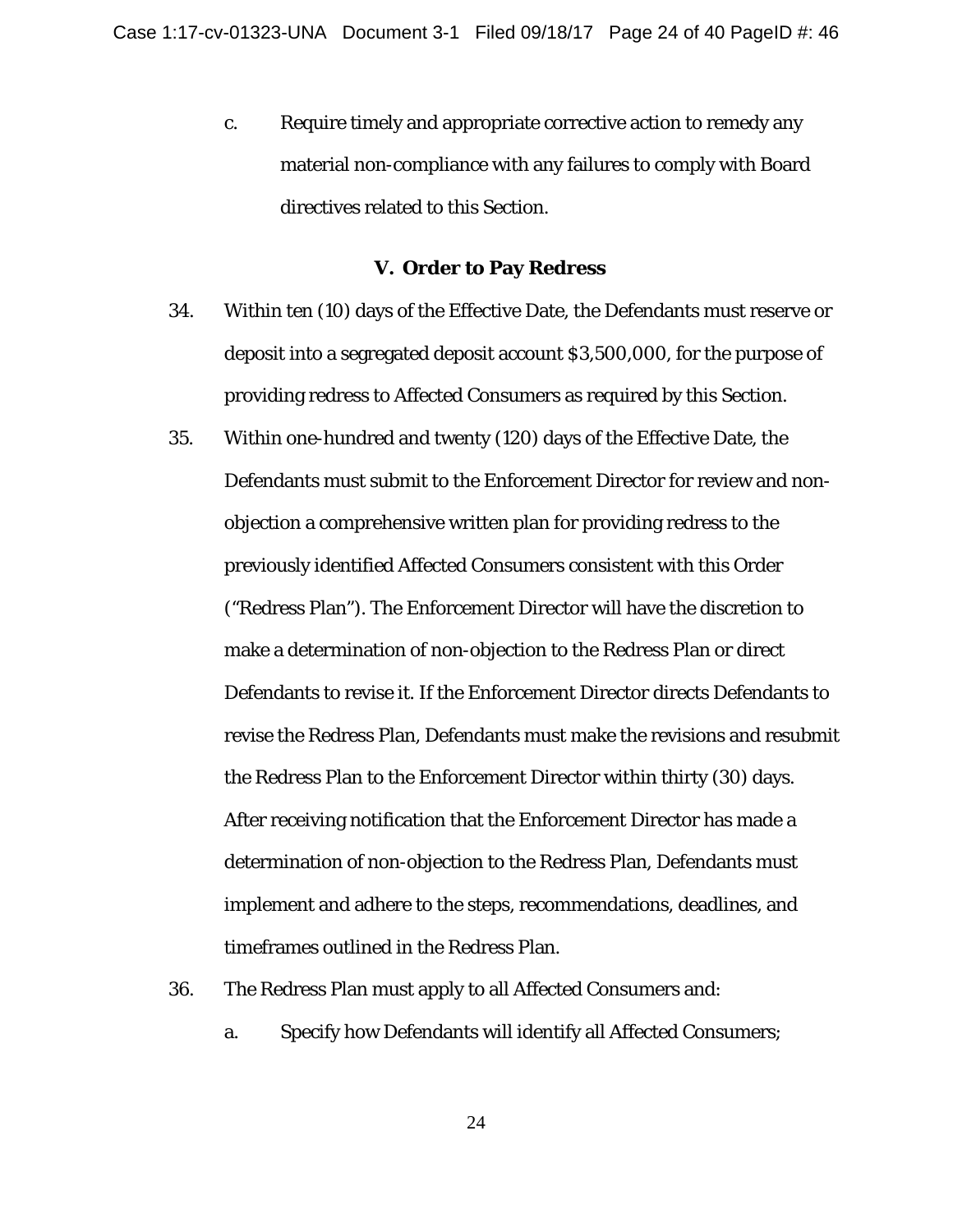c. Require timely and appropriate corrective action to remedy any material non-compliance with any failures to comply with Board directives related to this Section.

### V. Order to Pay Redress

34. Within ten (10) days of the Effective Date, the Defendants must reserve or deposit into a segregated deposit account $3,500,000, for the purpose of providing redress to Affected Consumers as required by this Section.

35. Within one-hundred and twenty (120) days of the Effective Date, the Defendants must submit to the Enforcement Director for review and non-objection a comprehensive written plan for providing redress to the previously identified Affected Consumers consistent with this Order ("Redress Plan"). The Enforcement Director will have the discretion to make a determination of non-objection to the Redress Plan or direct Defendants to revise it. If the Enforcement Director directs Defendants to revise the Redress Plan, Defendants must make the revisions and resubmit the Redress Plan to the Enforcement Director within thirty (30) days. After receiving notification that the Enforcement Director has made a determination of non-objection to the Redress Plan, Defendants must implement and adhere to the steps, recommendations, deadlines, and timeframes outlined in the Redress Plan.

36. The Redress Plan must apply to all Affected Consumers and:

    a. Specify how Defendants will identify all Affected Consumers;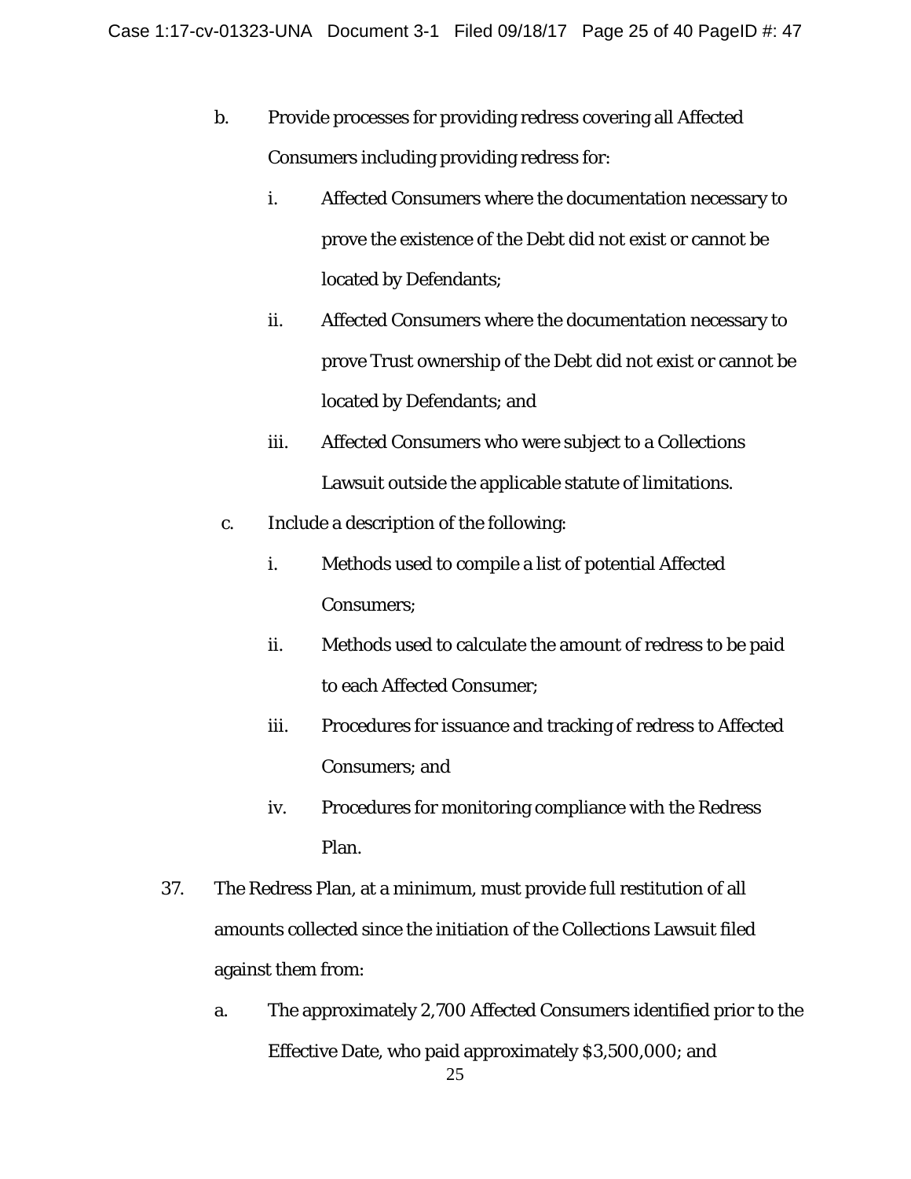b. Provide processes for providing redress covering all Affected Consumers including providing redress for:

   i. Affected Consumers where the documentation necessary to prove the existence of the Debt did not exist or cannot be located by Defendants;

   ii. Affected Consumers where the documentation necessary to prove Trust ownership of the Debt did not exist or cannot be located by Defendants; and

   iii. Affected Consumers who were subject to a Collections Lawsuit outside the applicable statute of limitations.

c. Include a description of the following:

   i. Methods used to compile a list of potential Affected Consumers;

   ii. Methods used to calculate the amount of redress to be paid to each Affected Consumer;

   iii. Procedures for issuance and tracking of redress to Affected Consumers; and

   iv. Procedures for monitoring compliance with the Redress Plan.

37. The Redress Plan, at a minimum, must provide full restitution of all amounts collected since the initiation of the Collections Lawsuit filed against them from:

   a. The approximately 2,700 Affected Consumers identified prior to the Effective Date, who paid approximately $3,500,000; and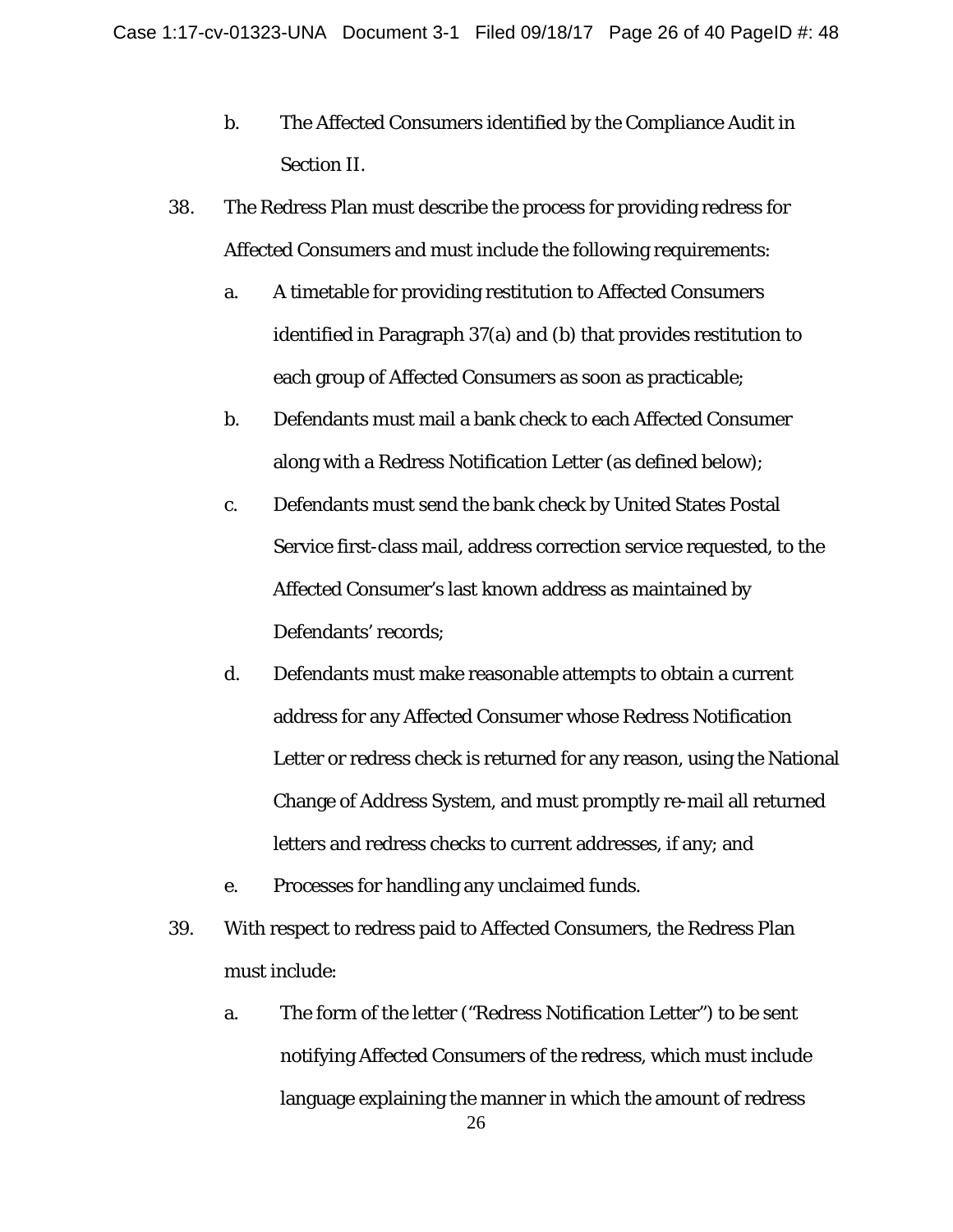b. The Affected Consumers identified by the Compliance Audit in Section II.

38. The Redress Plan must describe the process for providing redress for Affected Consumers and must include the following requirements:

    a. A timetable for providing restitution to Affected Consumers identified in Paragraph 37(a) and (b) that provides restitution to each group of Affected Consumers as soon as practicable;

    b. Defendants must mail a bank check to each Affected Consumer along with a Redress Notification Letter (as defined below);

    c. Defendants must send the bank check by United States Postal Service first-class mail, address correction service requested, to the Affected Consumer's last known address as maintained by Defendants' records;

    d. Defendants must make reasonable attempts to obtain a current address for any Affected Consumer whose Redress Notification Letter or redress check is returned for any reason, using the National Change of Address System, and must promptly re-mail all returned letters and redress checks to current addresses, if any; and

    e. Processes for handling any unclaimed funds.

39. With respect to redress paid to Affected Consumers, the Redress Plan must include:

    a. The form of the letter ("Redress Notification Letter") to be sent notifying Affected Consumers of the redress, which must include language explaining the manner in which the amount of redress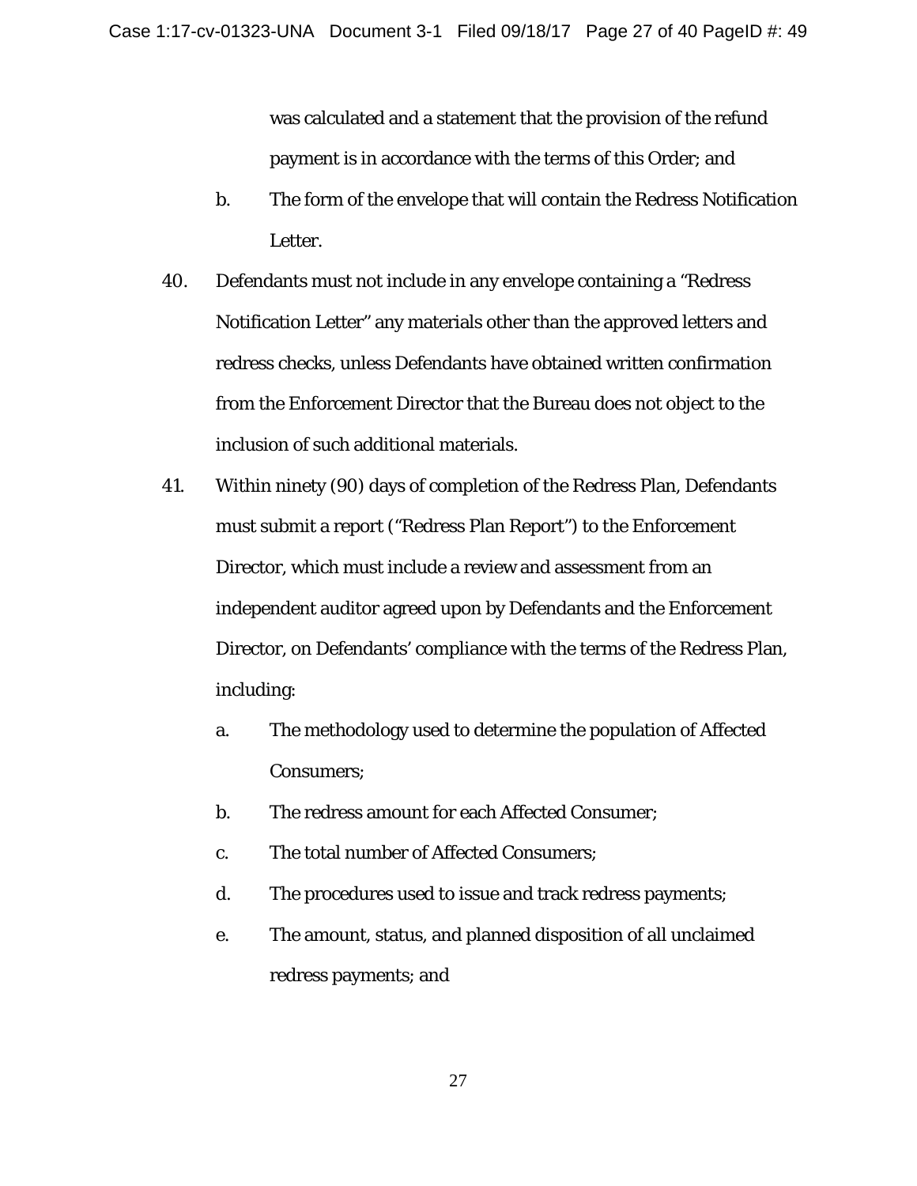was calculated and a statement that the provision of the refund payment is in accordance with the terms of this Order; and

b. The form of the envelope that will contain the Redress Notification Letter.

40. Defendants must not include in any envelope containing a "Redress Notification Letter" any materials other than the approved letters and redress checks, unless Defendants have obtained written confirmation from the Enforcement Director that the Bureau does not object to the inclusion of such additional materials.

41. Within ninety (90) days of completion of the Redress Plan, Defendants must submit a report ("Redress Plan Report") to the Enforcement Director, which must include a review and assessment from an independent auditor agreed upon by Defendants and the Enforcement Director, on Defendants' compliance with the terms of the Redress Plan, including:

   a. The methodology used to determine the population of Affected Consumers;

   b. The redress amount for each Affected Consumer;

   c. The total number of Affected Consumers;

   d. The procedures used to issue and track redress payments;

   e. The amount, status, and planned disposition of all unclaimed redress payments; and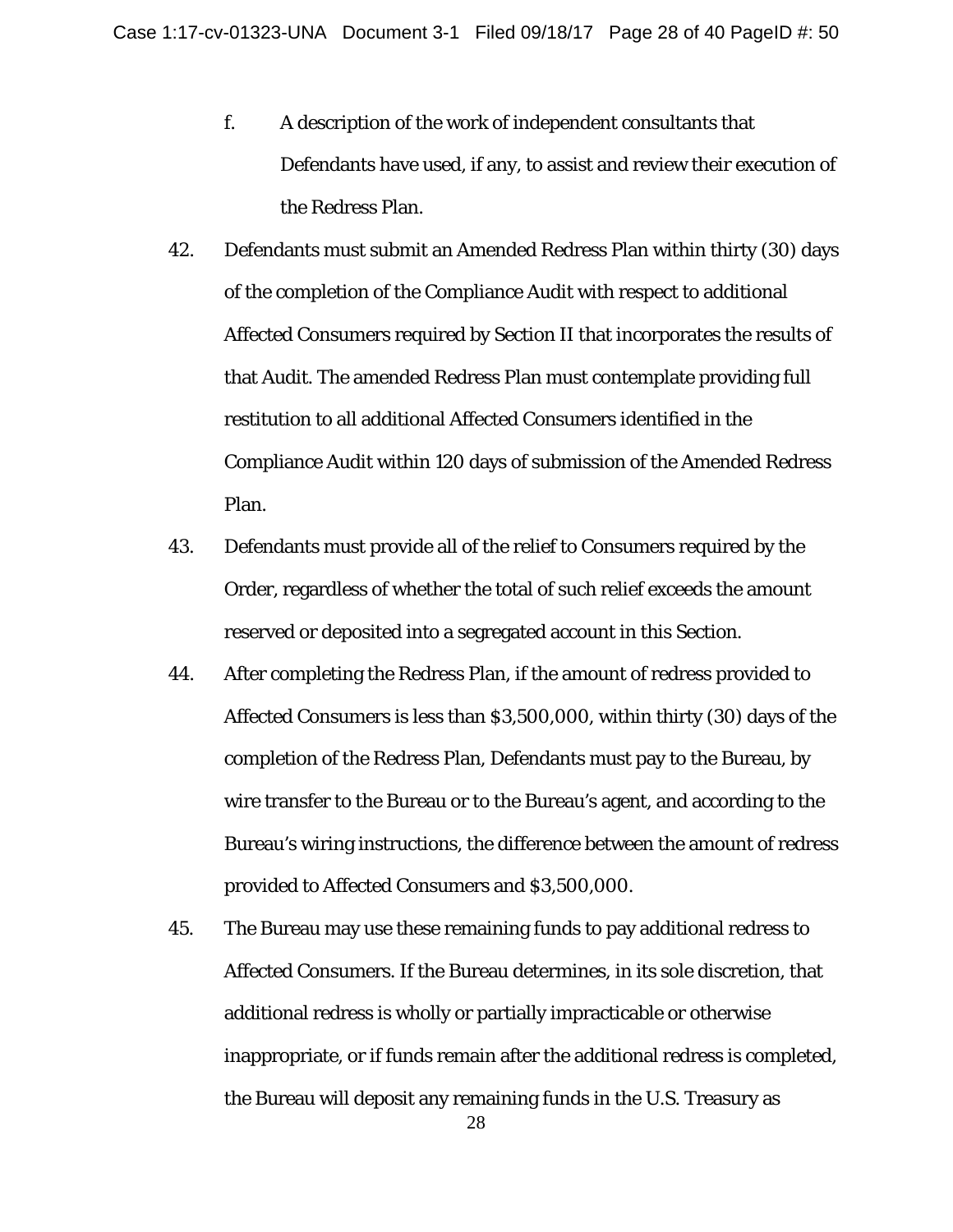f. A description of the work of independent consultants that Defendants have used, if any, to assist and review their execution of the Redress Plan.

42. Defendants must submit an Amended Redress Plan within thirty (30) days of the completion of the Compliance Audit with respect to additional Affected Consumers required by Section II that incorporates the results of that Audit. The amended Redress Plan must contemplate providing full restitution to all additional Affected Consumers identified in the Compliance Audit within 120 days of submission of the Amended Redress Plan.

43. Defendants must provide all of the relief to Consumers required by the Order, regardless of whether the total of such relief exceeds the amount reserved or deposited into a segregated account in this Section.

44. After completing the Redress Plan, if the amount of redress provided to Affected Consumers is less than $3,500,000, within thirty (30) days of the completion of the Redress Plan, Defendants must pay to the Bureau, by wire transfer to the Bureau or to the Bureau's agent, and according to the Bureau's wiring instructions, the difference between the amount of redress provided to Affected Consumers and $3,500,000.

45. The Bureau may use these remaining funds to pay additional redress to Affected Consumers. If the Bureau determines, in its sole discretion, that additional redress is wholly or partially impracticable or otherwise inappropriate, or if funds remain after the additional redress is completed, the Bureau will deposit any remaining funds in the U.S. Treasury as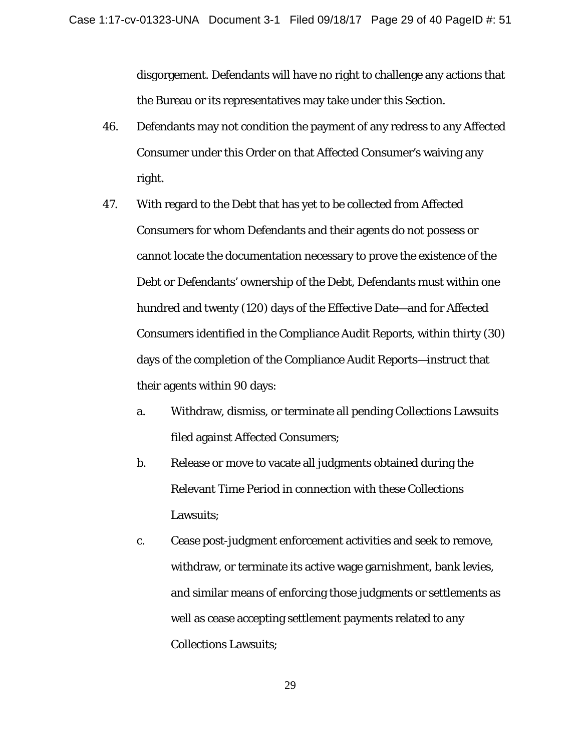disgorgement. Defendants will have no right to challenge any actions that the Bureau or its representatives may take under this Section.

46. Defendants may not condition the payment of any redress to any Affected Consumer under this Order on that Affected Consumer's waiving any right.

47. With regard to the Debt that has yet to be collected from Affected Consumers for whom Defendants and their agents do not possess or cannot locate the documentation necessary to prove the existence of the Debt or Defendants' ownership of the Debt, Defendants must within one hundred and twenty (120) days of the Effective Date—and for Affected Consumers identified in the Compliance Audit Reports, within thirty (30) days of the completion of the Compliance Audit Reports—instruct that their agents within 90 days:

   a. Withdraw, dismiss, or terminate all pending Collections Lawsuits filed against Affected Consumers;

   b. Release or move to vacate all judgments obtained during the Relevant Time Period in connection with these Collections Lawsuits;

   c. Cease post-judgment enforcement activities and seek to remove, withdraw, or terminate its active wage garnishment, bank levies, and similar means of enforcing those judgments or settlements as well as cease accepting settlement payments related to any Collections Lawsuits;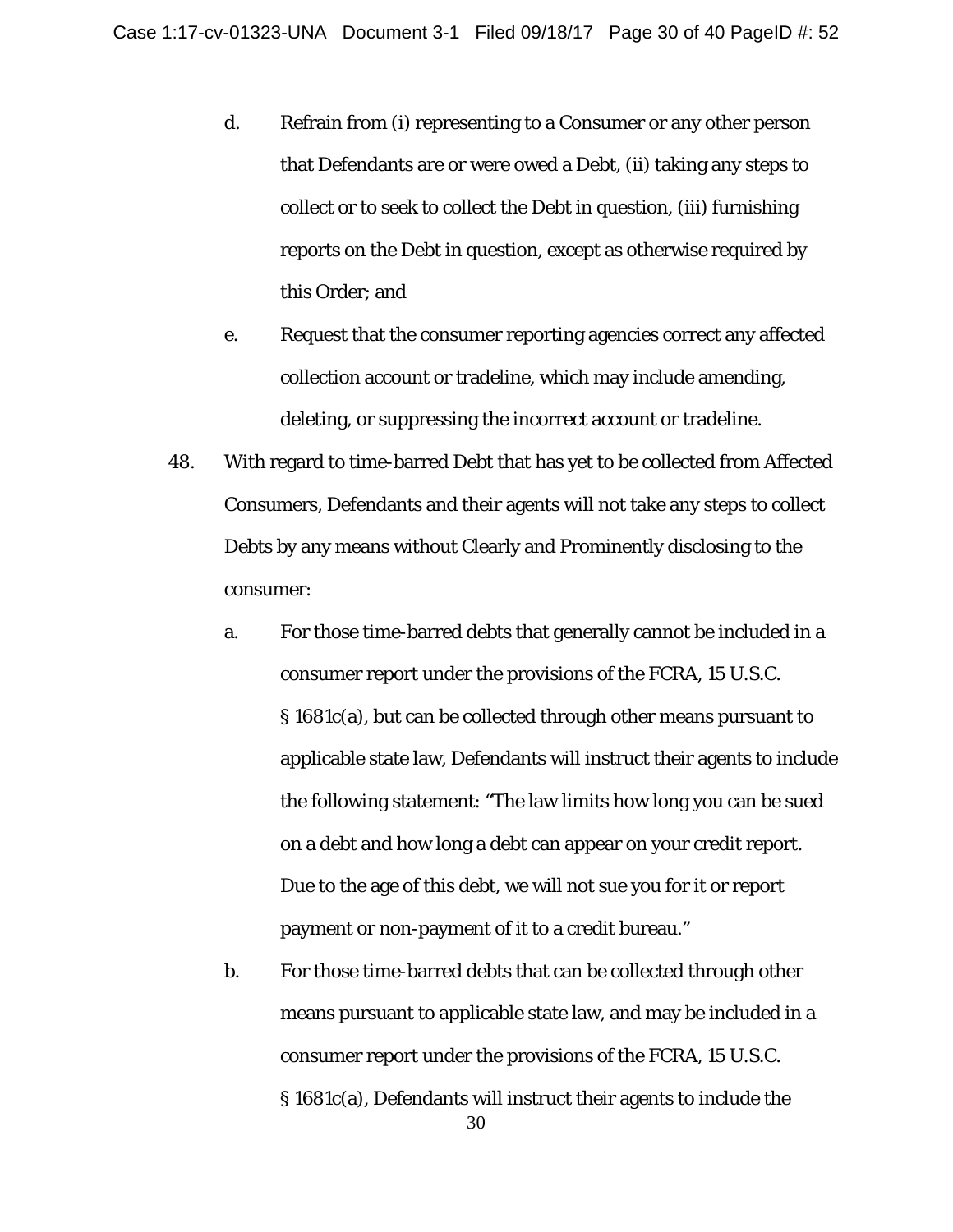d. Refrain from (i) representing to a Consumer or any other person that Defendants are or were owed a Debt, (ii) taking any steps to collect or to seek to collect the Debt in question, (iii) furnishing reports on the Debt in question, except as otherwise required by this Order; and

e. Request that the consumer reporting agencies correct any affected collection account or tradeline, which may include amending, deleting, or suppressing the incorrect account or tradeline.

48. With regard to time-barred Debt that has yet to be collected from Affected Consumers, Defendants and their agents will not take any steps to collect Debts by any means without Clearly and Prominently disclosing to the consumer:

a. For those time-barred debts that generally cannot be included in a consumer report under the provisions of the FCRA, 15 U.S.C. § 1681c(a), but can be collected through other means pursuant to applicable state law, Defendants will instruct their agents to include the following statement: "The law limits how long you can be sued on a debt and how long a debt can appear on your credit report. Due to the age of this debt, we will not sue you for it or report payment or non-payment of it to a credit bureau."

b. For those time-barred debts that can be collected through other means pursuant to applicable state law, and may be included in a consumer report under the provisions of the FCRA, 15 U.S.C. § 1681c(a), Defendants will instruct their agents to include the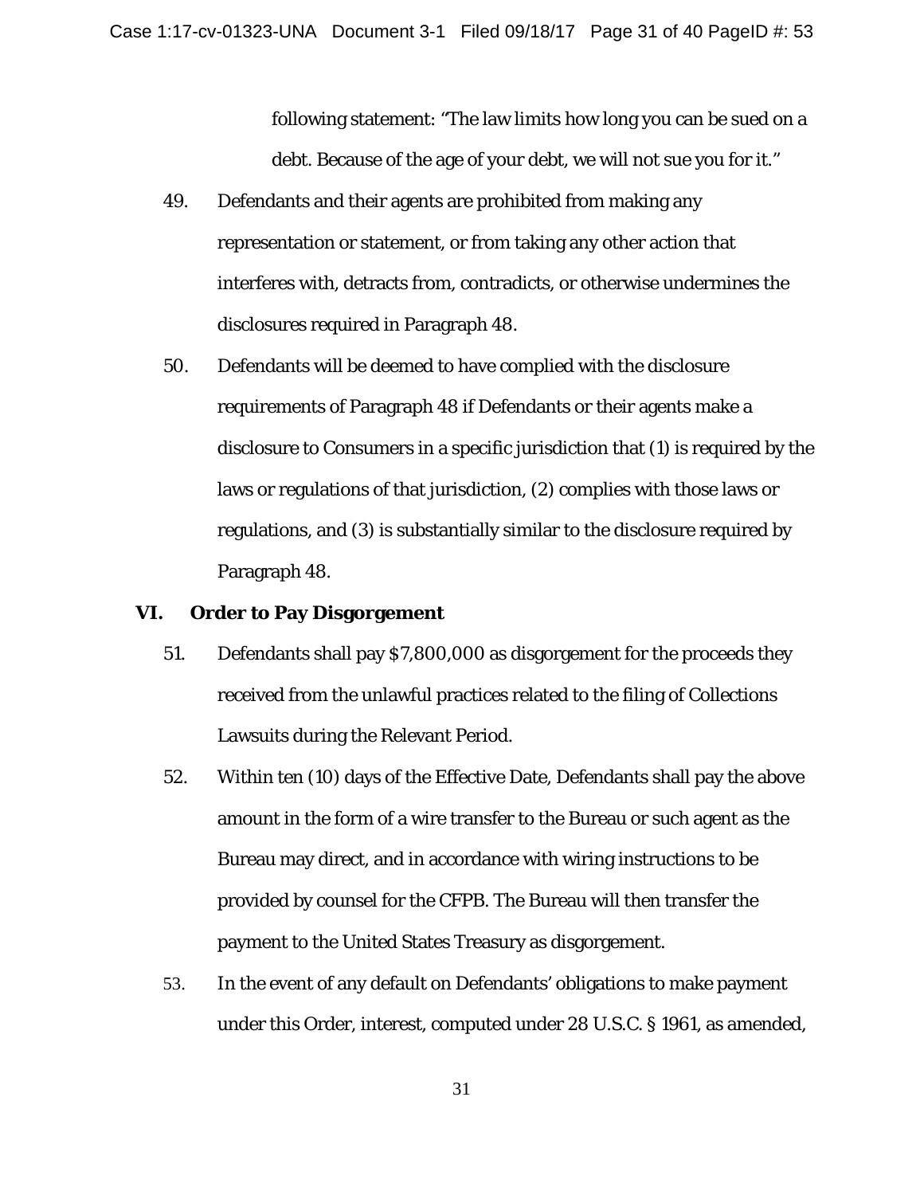following statement: "The law limits how long you can be sued on a debt. Because of the age of your debt, we will not sue you for it."

49. Defendants and their agents are prohibited from making any representation or statement, or from taking any other action that interferes with, detracts from, contradicts, or otherwise undermines the disclosures required in Paragraph 48.

50. Defendants will be deemed to have complied with the disclosure requirements of Paragraph 48 if Defendants or their agents make a disclosure to Consumers in a specific jurisdiction that (1) is required by the laws or regulations of that jurisdiction, (2) complies with those laws or regulations, and (3) is substantially similar to the disclosure required by Paragraph 48.

## VI. Order to Pay Disgorgement

51. Defendants shall pay $7,800,000 as disgorgement for the proceeds they received from the unlawful practices related to the filing of Collections Lawsuits during the Relevant Period.

52. Within ten (10) days of the Effective Date, Defendants shall pay the above amount in the form of a wire transfer to the Bureau or such agent as the Bureau may direct, and in accordance with wiring instructions to be provided by counsel for the CFPB. The Bureau will then transfer the payment to the United States Treasury as disgorgement.

53. In the event of any default on Defendants' obligations to make payment under this Order, interest, computed under 28 U.S.C. § 1961, as amended,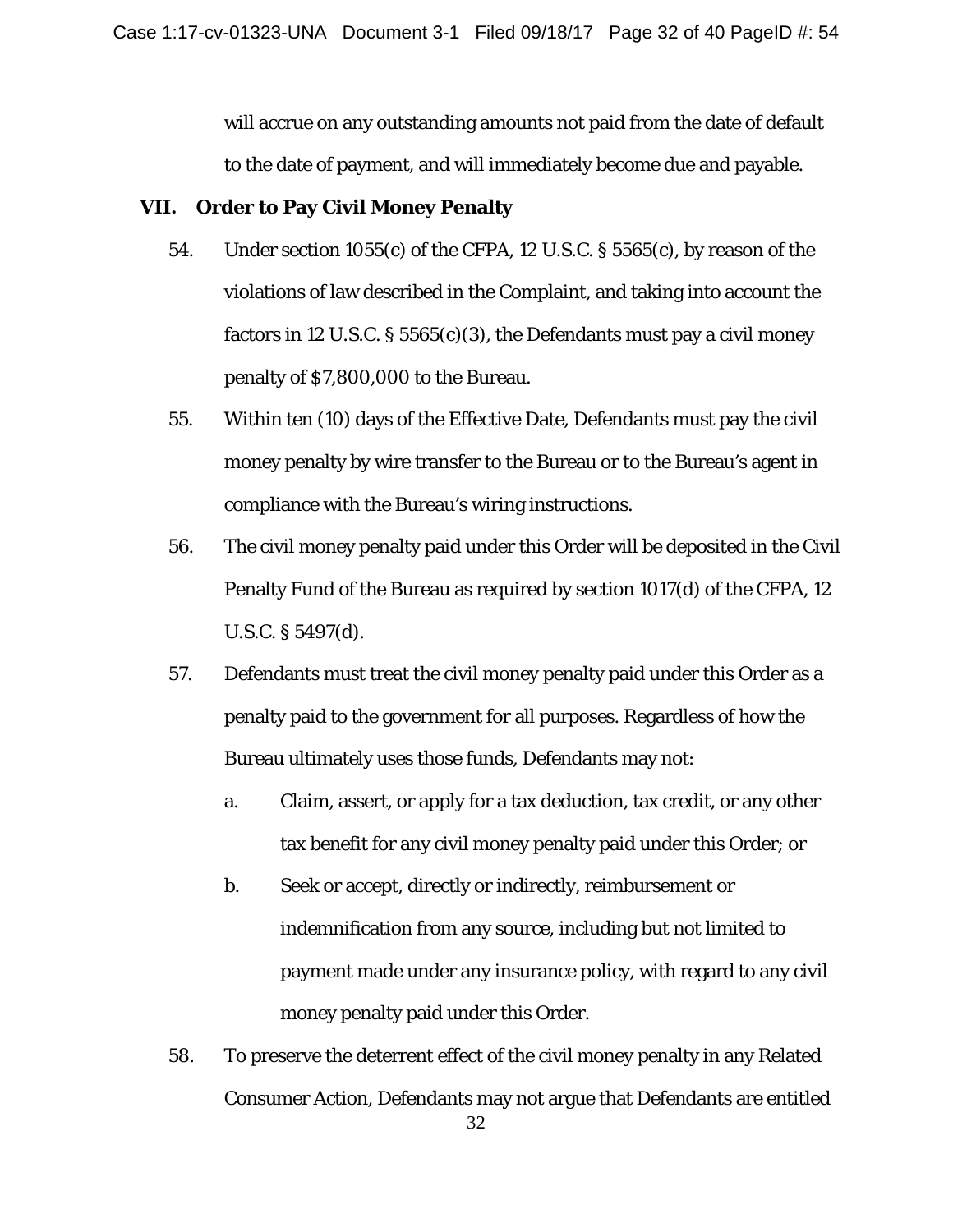will accrue on any outstanding amounts not paid from the date of default to the date of payment, and will immediately become due and payable.

## VII. Order to Pay Civil Money Penalty

54. Under section 1055(c) of the CFPA, 12 U.S.C. § 5565(c), by reason of the violations of law described in the Complaint, and taking into account the factors in 12 U.S.C. § 5565(c)(3), the Defendants must pay a civil money penalty of $7,800,000 to the Bureau.

55. Within ten (10) days of the Effective Date, Defendants must pay the civil money penalty by wire transfer to the Bureau or to the Bureau's agent in compliance with the Bureau's wiring instructions.

56. The civil money penalty paid under this Order will be deposited in the Civil Penalty Fund of the Bureau as required by section 1017(d) of the CFPA, 12 U.S.C. § 5497(d).

57. Defendants must treat the civil money penalty paid under this Order as a penalty paid to the government for all purposes. Regardless of how the Bureau ultimately uses those funds, Defendants may not:

    a. Claim, assert, or apply for a tax deduction, tax credit, or any other tax benefit for any civil money penalty paid under this Order; or

    b. Seek or accept, directly or indirectly, reimbursement or indemnification from any source, including but not limited to payment made under any insurance policy, with regard to any civil money penalty paid under this Order.

58. To preserve the deterrent effect of the civil money penalty in any Related Consumer Action, Defendants may not argue that Defendants are entitled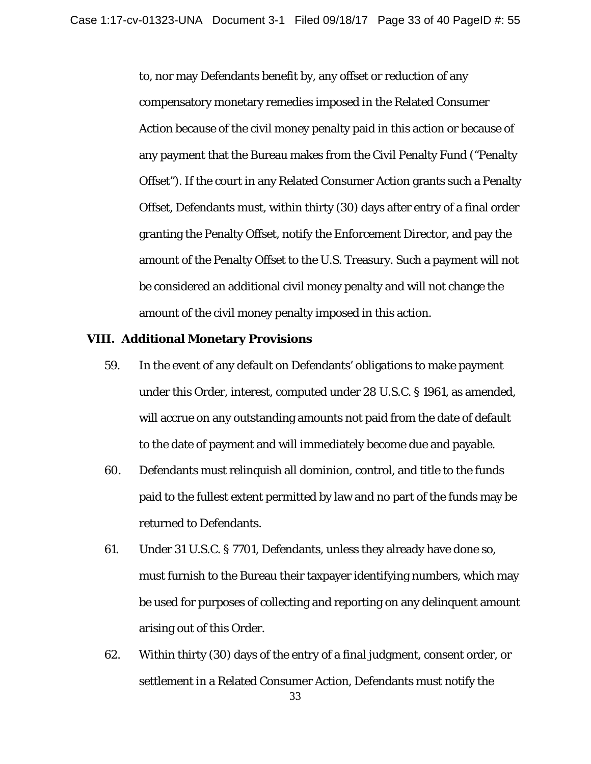to, nor may Defendants benefit by, any offset or reduction of any compensatory monetary remedies imposed in the Related Consumer Action because of the civil money penalty paid in this action or because of any payment that the Bureau makes from the Civil Penalty Fund ("Penalty Offset"). If the court in any Related Consumer Action grants such a Penalty Offset, Defendants must, within thirty (30) days after entry of a final order granting the Penalty Offset, notify the Enforcement Director, and pay the amount of the Penalty Offset to the U.S. Treasury. Such a payment will not be considered an additional civil money penalty and will not change the amount of the civil money penalty imposed in this action.

**VIII. Additional Monetary Provisions**

59. In the event of any default on Defendants' obligations to make payment under this Order, interest, computed under 28 U.S.C. § 1961, as amended, will accrue on any outstanding amounts not paid from the date of default to the date of payment and will immediately become due and payable.

60. Defendants must relinquish all dominion, control, and title to the funds paid to the fullest extent permitted by law and no part of the funds may be returned to Defendants.

61. Under 31 U.S.C. § 7701, Defendants, unless they already have done so, must furnish to the Bureau their taxpayer identifying numbers, which may be used for purposes of collecting and reporting on any delinquent amount arising out of this Order.

62. Within thirty (30) days of the entry of a final judgment, consent order, or settlement in a Related Consumer Action, Defendants must notify the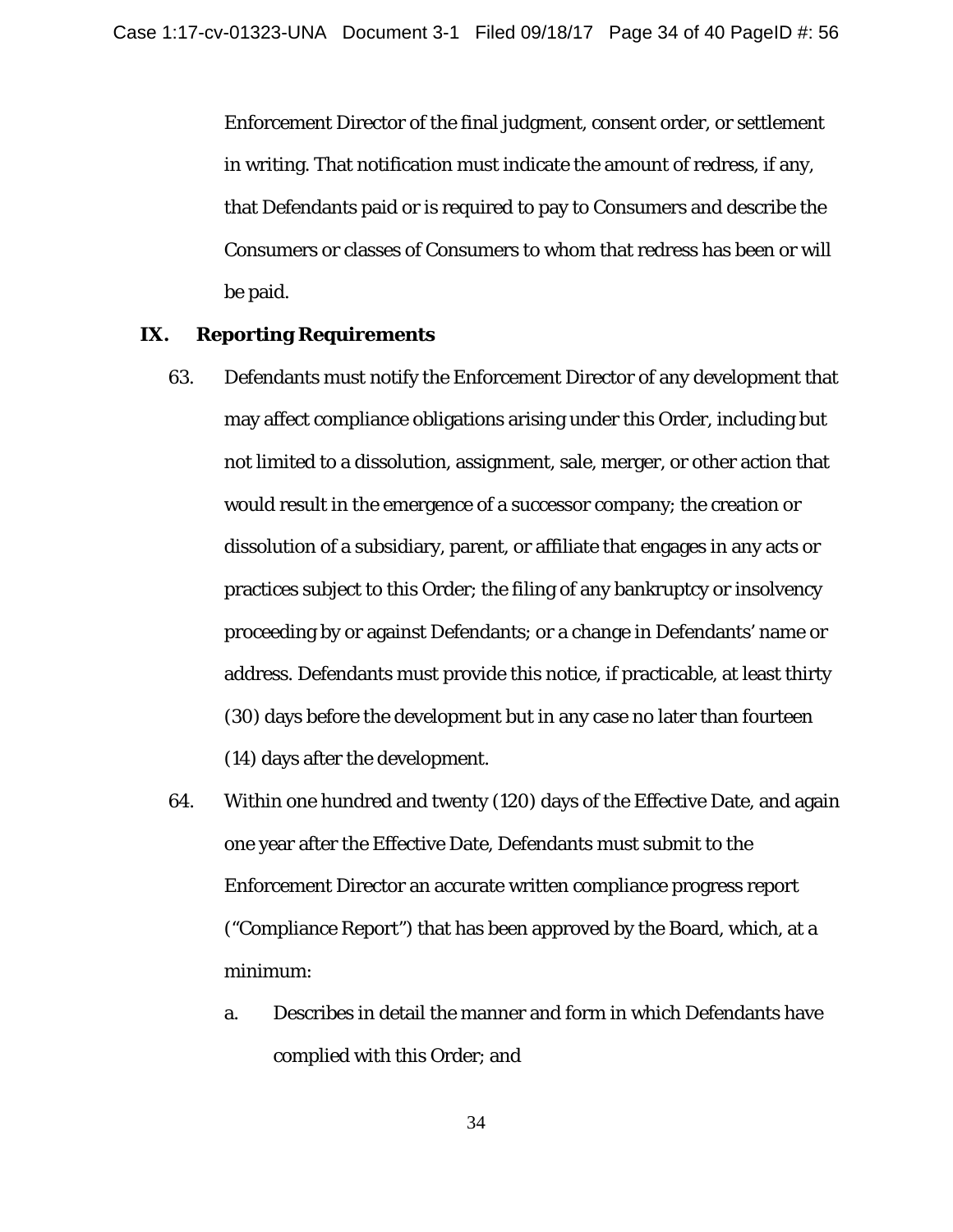Enforcement Director of the final judgment, consent order, or settlement in writing. That notification must indicate the amount of redress, if any, that Defendants paid or is required to pay to Consumers and describe the Consumers or classes of Consumers to whom that redress has been or will be paid.

## IX. Reporting Requirements

63. Defendants must notify the Enforcement Director of any development that may affect compliance obligations arising under this Order, including but not limited to a dissolution, assignment, sale, merger, or other action that would result in the emergence of a successor company; the creation or dissolution of a subsidiary, parent, or affiliate that engages in any acts or practices subject to this Order; the filing of any bankruptcy or insolvency proceeding by or against Defendants; or a change in Defendants' name or address. Defendants must provide this notice, if practicable, at least thirty (30) days before the development but in any case no later than fourteen (14) days after the development.

64. Within one hundred and twenty (120) days of the Effective Date, and again one year after the Effective Date, Defendants must submit to the Enforcement Director an accurate written compliance progress report ("Compliance Report") that has been approved by the Board, which, at a minimum:

    a. Describes in detail the manner and form in which Defendants have complied with this Order; and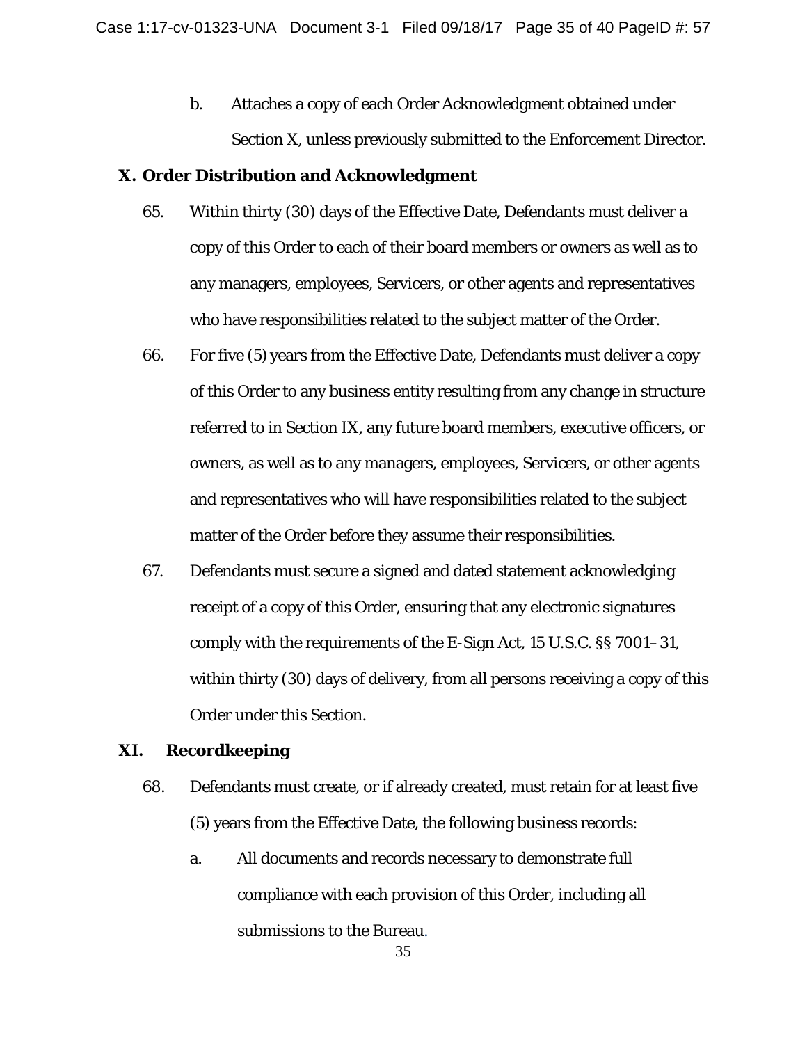b. Attaches a copy of each Order Acknowledgment obtained under Section X, unless previously submitted to the Enforcement Director.

**X. Order Distribution and Acknowledgment**

65. Within thirty (30) days of the Effective Date, Defendants must deliver a copy of this Order to each of their board members or owners as well as to any managers, employees, Servicers, or other agents and representatives who have responsibilities related to the subject matter of the Order.

66. For five (5) years from the Effective Date, Defendants must deliver a copy of this Order to any business entity resulting from any change in structure referred to in Section IX, any future board members, executive officers, or owners, as well as to any managers, employees, Servicers, or other agents and representatives who will have responsibilities related to the subject matter of the Order before they assume their responsibilities.

67. Defendants must secure a signed and dated statement acknowledging receipt of a copy of this Order, ensuring that any electronic signatures comply with the requirements of the E-Sign Act, 15 U.S.C. §§ 7001–31, within thirty (30) days of delivery, from all persons receiving a copy of this Order under this Section.

**XI. Recordkeeping**

68. Defendants must create, or if already created, must retain for at least five (5) years from the Effective Date, the following business records:

a. All documents and records necessary to demonstrate full compliance with each provision of this Order, including all submissions to the Bureau.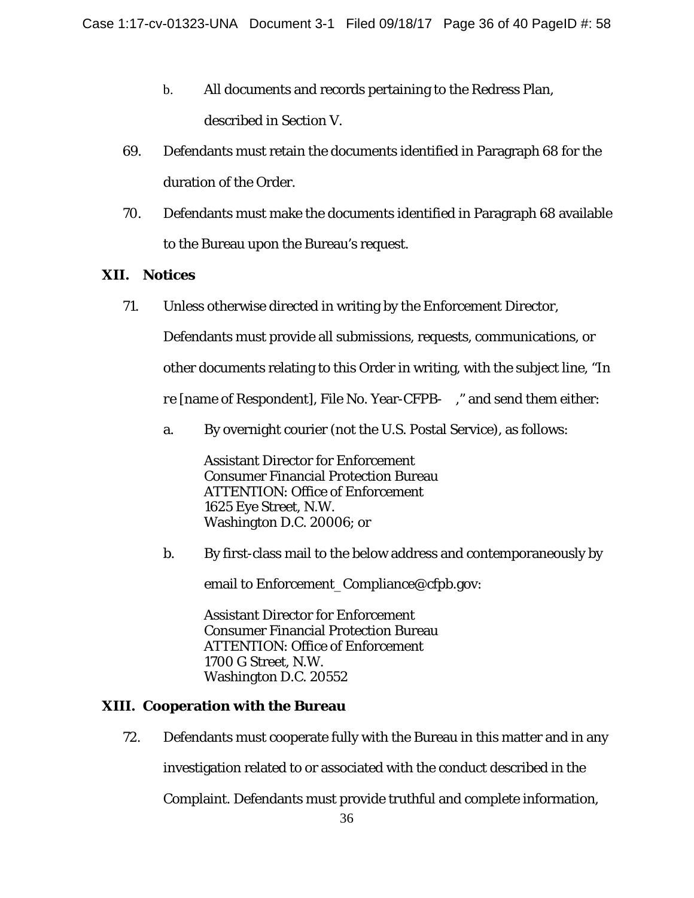b. All documents and records pertaining to the Redress Plan, described in Section V.

69. Defendants must retain the documents identified in Paragraph 68 for the duration of the Order.

70. Defendants must make the documents identified in Paragraph 68 available to the Bureau upon the Bureau's request.

## XII. Notices

71. Unless otherwise directed in writing by the Enforcement Director, Defendants must provide all submissions, requests, communications, or other documents relating to this Order in writing, with the subject line, "In re [name of Respondent], File No. Year-CFPB- ," and send them either:

   a. By overnight courier (not the U.S. Postal Service), as follows:

      Assistant Director for Enforcement
      Consumer Financial Protection Bureau
      ATTENTION: Office of Enforcement
      1625 Eye Street, N.W.
      Washington D.C. 20006; or

   b. By first-class mail to the below address and contemporaneously by email to Enforcement_Compliance@cfpb.gov:

      Assistant Director for Enforcement
      Consumer Financial Protection Bureau
      ATTENTION: Office of Enforcement
      1700 G Street, N.W.
      Washington D.C. 20552

## XIII. Cooperation with the Bureau

72. Defendants must cooperate fully with the Bureau in this matter and in any investigation related to or associated with the conduct described in the Complaint. Defendants must provide truthful and complete information,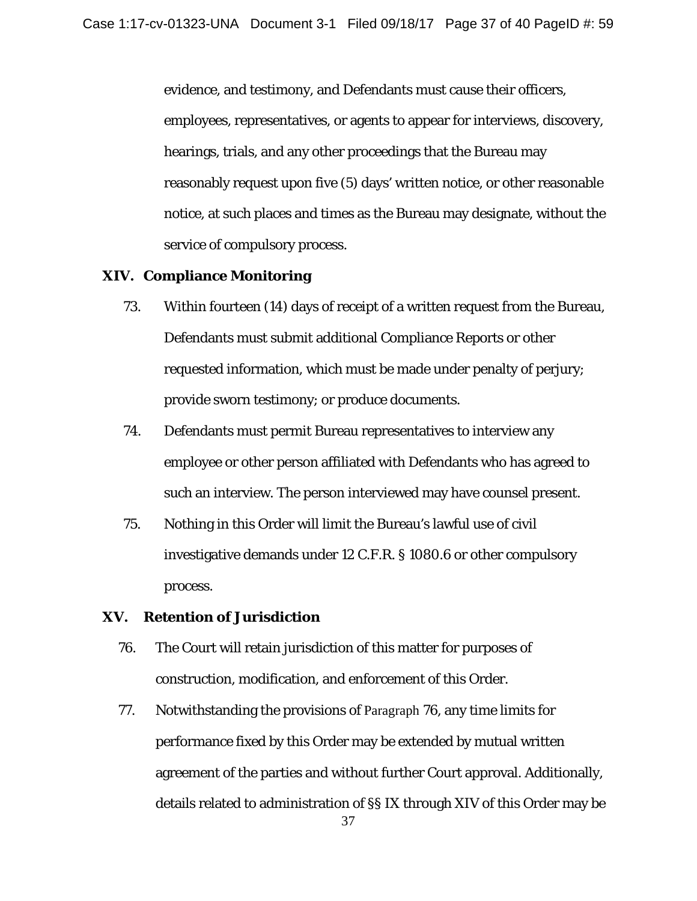evidence, and testimony, and Defendants must cause their officers, employees, representatives, or agents to appear for interviews, discovery, hearings, trials, and any other proceedings that the Bureau may reasonably request upon five (5) days' written notice, or other reasonable notice, at such places and times as the Bureau may designate, without the service of compulsory process.

## XIV. Compliance Monitoring

73. Within fourteen (14) days of receipt of a written request from the Bureau, Defendants must submit additional Compliance Reports or other requested information, which must be made under penalty of perjury; provide sworn testimony; or produce documents.

74. Defendants must permit Bureau representatives to interview any employee or other person affiliated with Defendants who has agreed to such an interview. The person interviewed may have counsel present.

75. Nothing in this Order will limit the Bureau's lawful use of civil investigative demands under 12 C.F.R. § 1080.6 or other compulsory process.

## XV. Retention of Jurisdiction

76. The Court will retain jurisdiction of this matter for purposes of construction, modification, and enforcement of this Order.

77. Notwithstanding the provisions of Paragraph 76, any time limits for performance fixed by this Order may be extended by mutual written agreement of the parties and without further Court approval. Additionally, details related to administration of §§ IX through XIV of this Order may be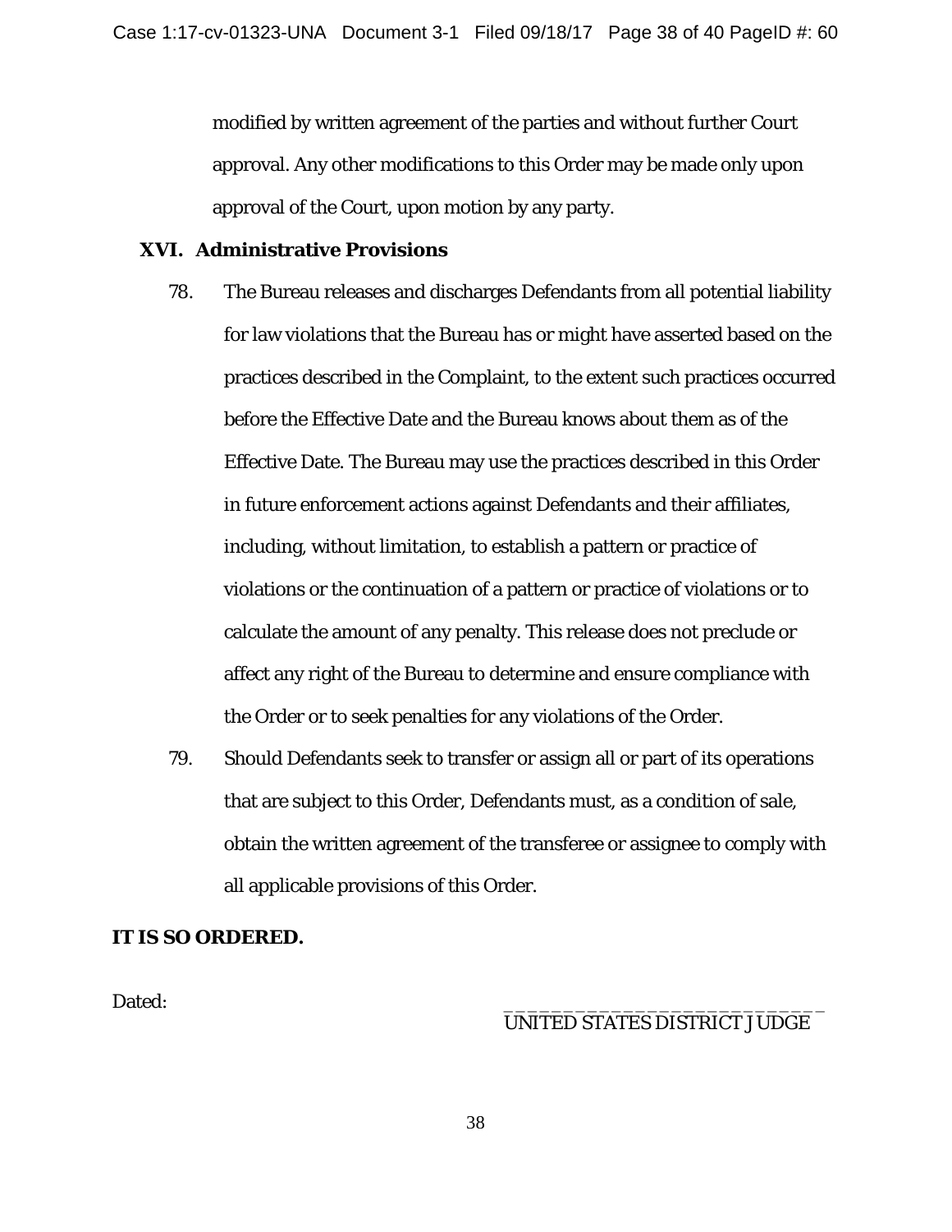modified by written agreement of the parties and without further Court approval. Any other modifications to this Order may be made only upon approval of the Court, upon motion by any party.

## XVI. Administrative Provisions

78. The Bureau releases and discharges Defendants from all potential liability for law violations that the Bureau has or might have asserted based on the practices described in the Complaint, to the extent such practices occurred before the Effective Date and the Bureau knows about them as of the Effective Date. The Bureau may use the practices described in this Order in future enforcement actions against Defendants and their affiliates, including, without limitation, to establish a pattern or practice of violations or the continuation of a pattern or practice of violations or to calculate the amount of any penalty. This release does not preclude or affect any right of the Bureau to determine and ensure compliance with the Order or to seek penalties for any violations of the Order.

79. Should Defendants seek to transfer or assign all or part of its operations that are subject to this Order, Defendants must, as a condition of sale, obtain the written agreement of the transferee or assignee to comply with all applicable provisions of this Order.

**IT IS SO ORDERED.**

Dated:

\_\_\_\_\_\_\_\_\_\_\_\_\_\_\_\_\_\_\_\_\_\_\_\_\_\_\_\_\_\_
UNITED STATES DISTRICT JUDGE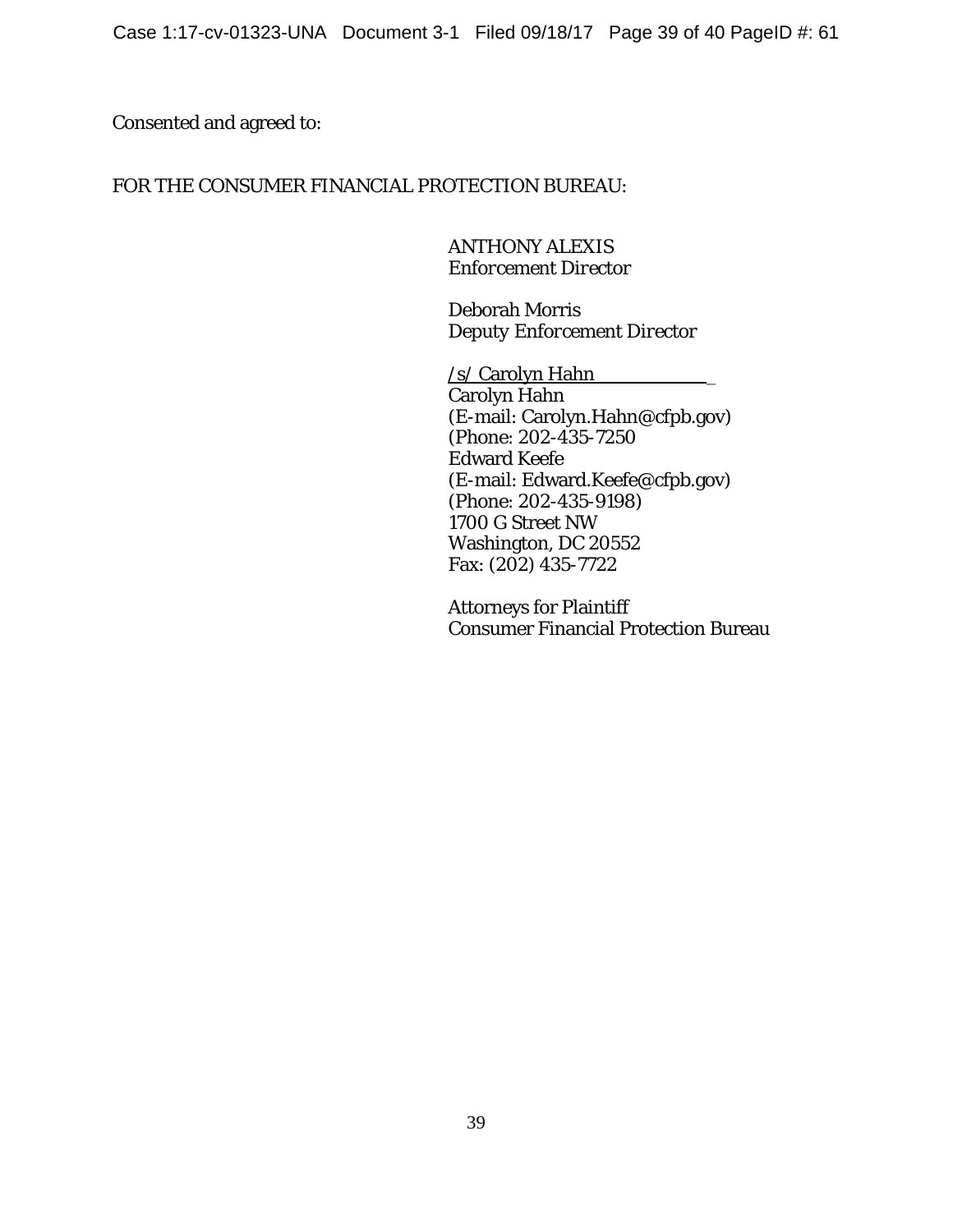Consented and agreed to:

FOR THE CONSUMER FINANCIAL PROTECTION BUREAU:

ANTHONY ALEXIS
*Enforcement Director*

Deborah Morris
*Deputy Enforcement Director*

/s/ Carolyn Hahn
Carolyn Hahn
(E-mail: Carolyn.Hahn@cfpb.gov)
(Phone: 202-435-7250
Edward Keefe
(E-mail: Edward.Keefe@cfpb.gov)
(Phone: 202-435-9198)
1700 G Street NW
Washington, DC 20552
Fax: (202) 435-7722

Attorneys for Plaintiff
Consumer Financial Protection Bureau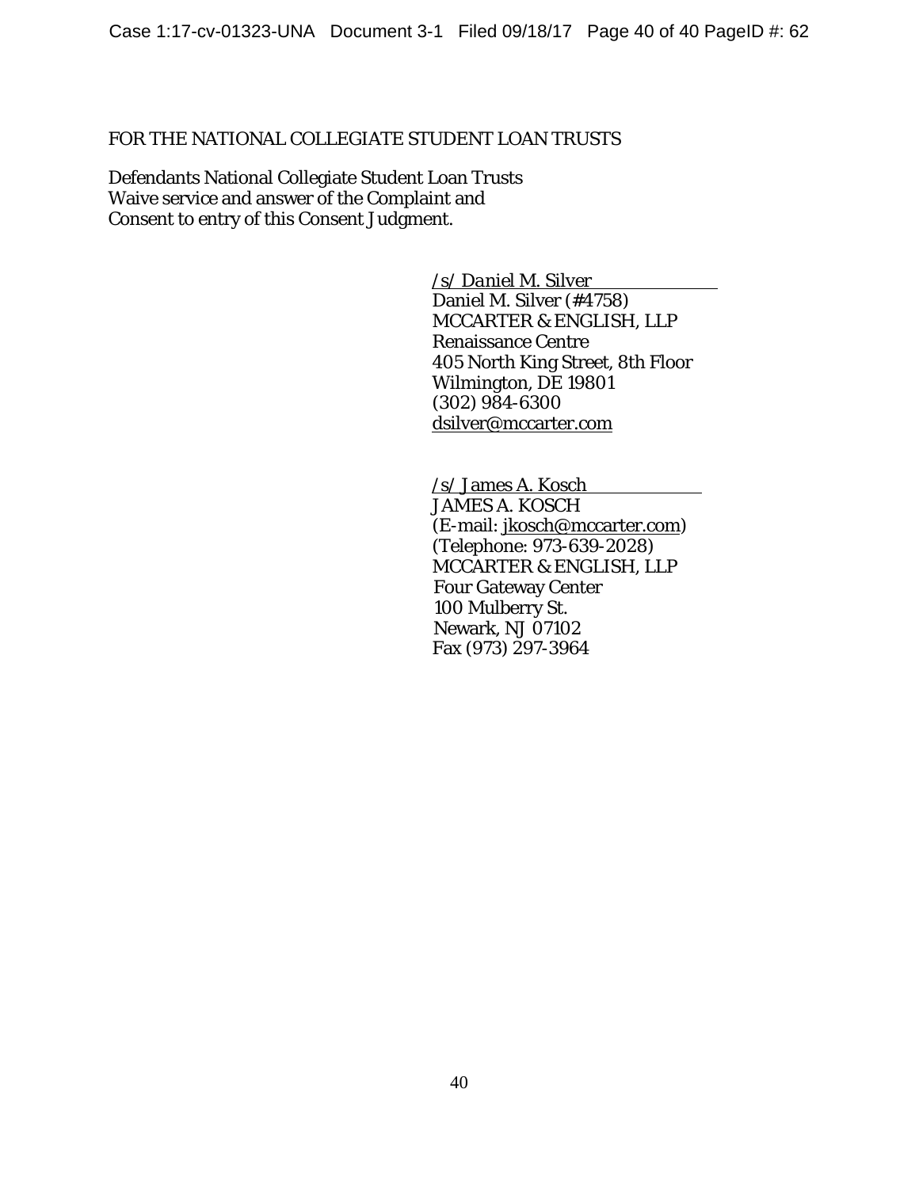FOR THE NATIONAL COLLEGIATE STUDENT LOAN TRUSTS

Defendants National Collegiate Student Loan Trusts
Waive service and answer of the Complaint and
Consent to entry of this Consent Judgment.

/s/ Daniel M. Silver
Daniel M. Silver (#4758)
MCCARTER & ENGLISH, LLP
Renaissance Centre
405 North King Street, 8th Floor
Wilmington, DE 19801
(302) 984-6300
dsilver@mccarter.com

/s/ James A. Kosch
JAMES A. KOSCH
(E-mail: jkosch@mccarter.com)
(Telephone: 973-639-2028)
MCCARTER & ENGLISH, LLP
Four Gateway Center
100 Mulberry St.
Newark, NJ 07102
Fax (973) 297-3964